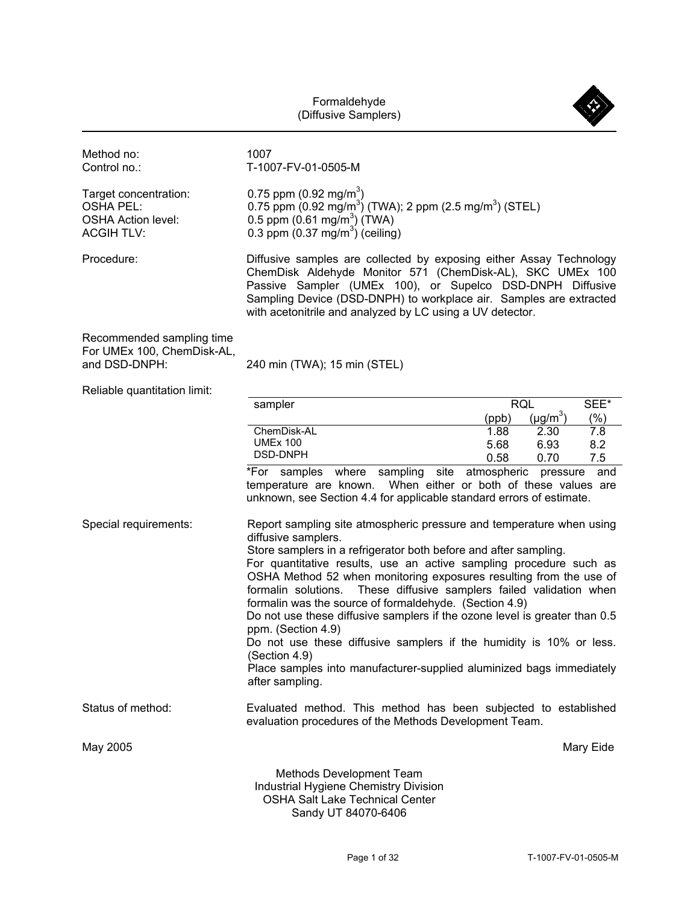# Formaldehyde
## (Diffusive Samplers)

| | |
|---|---|
| Method no: | 1007 |
| Control no.: | T-1007-FV-01-0505-M |
| Target concentration: | 0.75 ppm (0.92 mg/m$^3$) |
| OSHA PEL: | 0.75 ppm (0.92 mg/m$^3$) (TWA); 2 ppm (2.5 mg/m$^3$) (STEL) |
| OSHA Action level: | 0.5 ppm (0.61 mg/m$^3$) (TWA) |
| ACGIH TLV: | 0.3 ppm (0.37 mg/m$^3$) (ceiling) |

**Procedure:** Diffusive samples are collected by exposing either Assay Technology ChemDisk Aldehyde Monitor 571 (ChemDisk-AL), SKC UMEx 100 Passive Sampler (UMEx 100), or Supelco DSD-DNPH Diffusive Sampling Device (DSD-DNPH) to workplace air. Samples are extracted with acetonitrile and analyzed by LC using a UV detector.

**Recommended sampling time For UMEx 100, ChemDisk-AL, and DSD-DNPH:** 240 min (TWA); 15 min (STEL)

**Reliable quantitation limit:**

| sampler | RQL (ppb) | RQL (μg/m$^3$) | SEE* (%) |
|---|---|---|---|
| ChemDisk-AL | 1.88 | 2.30 | 7.8 |
| UMEx 100 | 5.68 | 6.93 | 8.2 |
| DSD-DNPH | 0.58 | 0.70 | 7.5 |

*For samples where sampling site atmospheric pressure and temperature are known. When either or both of these values are unknown, see Section 4.4 for applicable standard errors of estimate.

**Special requirements:**

Report sampling site atmospheric pressure and temperature when using diffusive samplers.

Store samplers in a refrigerator both before and after sampling.

For quantitative results, use an active sampling procedure such as OSHA Method 52 when monitoring exposures resulting from the use of formalin solutions. These diffusive samplers failed validation when formalin was the source of formaldehyde. (Section 4.9)

Do not use these diffusive samplers if the ozone level is greater than 0.5 ppm. (Section 4.9)

Do not use these diffusive samplers if the humidity is 10% or less. (Section 4.9)

Place samples into manufacturer-supplied aluminized bags immediately after sampling.

**Status of method:** Evaluated method. This method has been subjected to established evaluation procedures of the Methods Development Team.

May 2005

Mary Eide

Methods Development Team
Industrial Hygiene Chemistry Division
OSHA Salt Lake Technical Center
Sandy UT 84070-6406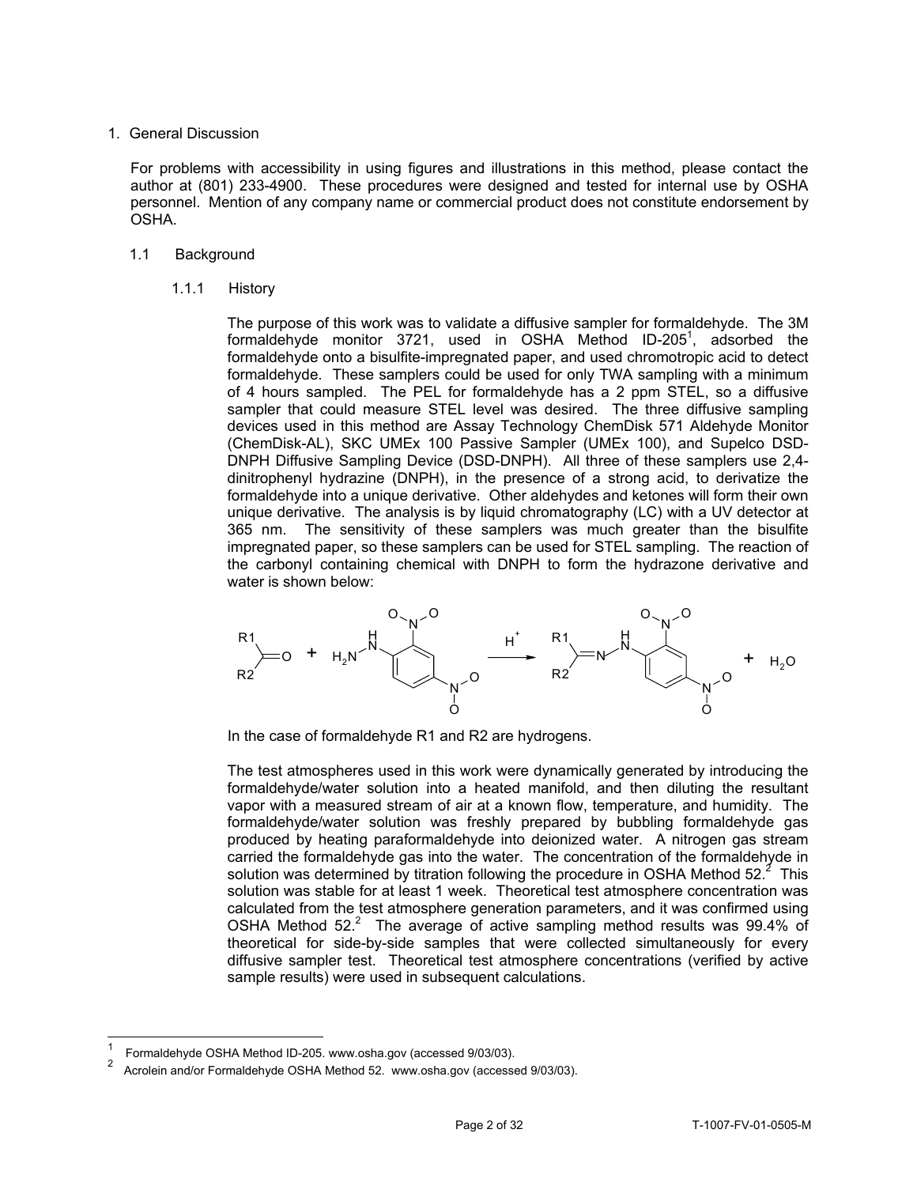1. General Discussion

For problems with accessibility in using figures and illustrations in this method, please contact the author at (801) 233-4900. These procedures were designed and tested for internal use by OSHA personnel. Mention of any company name or commercial product does not constitute endorsement by OSHA.

## 1.1 Background

### 1.1.1 History

The purpose of this work was to validate a diffusive sampler for formaldehyde. The 3M formaldehyde monitor 3721, used in OSHA Method ID-205[1], adsorbed the formaldehyde onto a bisulfite-impregnated paper, and used chromotropic acid to detect formaldehyde. These samplers could be used for only TWA sampling with a minimum of 4 hours sampled. The PEL for formaldehyde has a 2 ppm STEL, so a diffusive sampler that could measure STEL level was desired. The three diffusive sampling devices used in this method are Assay Technology ChemDisk 571 Aldehyde Monitor (ChemDisk-AL), SKC UMEx 100 Passive Sampler (UMEx 100), and Supelco DSD-DNPH Diffusive Sampling Device (DSD-DNPH). All three of these samplers use 2,4-dinitrophenyl hydrazine (DNPH), in the presence of a strong acid, to derivatize the formaldehyde into a unique derivative. Other aldehydes and ketones will form their own unique derivative. The analysis is by liquid chromatography (LC) with a UV detector at 365 nm. The sensitivity of these samplers was much greater than the bisulfite impregnated paper, so these samplers can be used for STEL sampling. The reaction of the carbonyl containing chemical with DNPH to form the hydrazone derivative and water is shown below:

$$R1R2C{=}O + H_2N{-}NH{-}C_6H_3(NO_2)_2 \xrightarrow{H^+} R1R2C{=}N{-}NH{-}C_6H_3(NO_2)_2 + H_2O$$

In the case of formaldehyde R1 and R2 are hydrogens.

The test atmospheres used in this work were dynamically generated by introducing the formaldehyde/water solution into a heated manifold, and then diluting the resultant vapor with a measured stream of air at a known flow, temperature, and humidity. The formaldehyde/water solution was freshly prepared by bubbling formaldehyde gas produced by heating paraformaldehyde into deionized water. A nitrogen gas stream carried the formaldehyde gas into the water. The concentration of the formaldehyde in solution was determined by titration following the procedure in OSHA Method 52.[2] This solution was stable for at least 1 week. Theoretical test atmosphere concentration was calculated from the test atmosphere generation parameters, and it was confirmed using OSHA Method 52.[2] The average of active sampling method results was 99.4% of theoretical for side-by-side samples that were collected simultaneously for every diffusive sampler test. Theoretical test atmosphere concentrations (verified by active sample results) were used in subsequent calculations.

---

[1] Formaldehyde OSHA Method ID-205. www.osha.gov (accessed 9/03/03).

[2] Acrolein and/or Formaldehyde OSHA Method 52. www.osha.gov (accessed 9/03/03).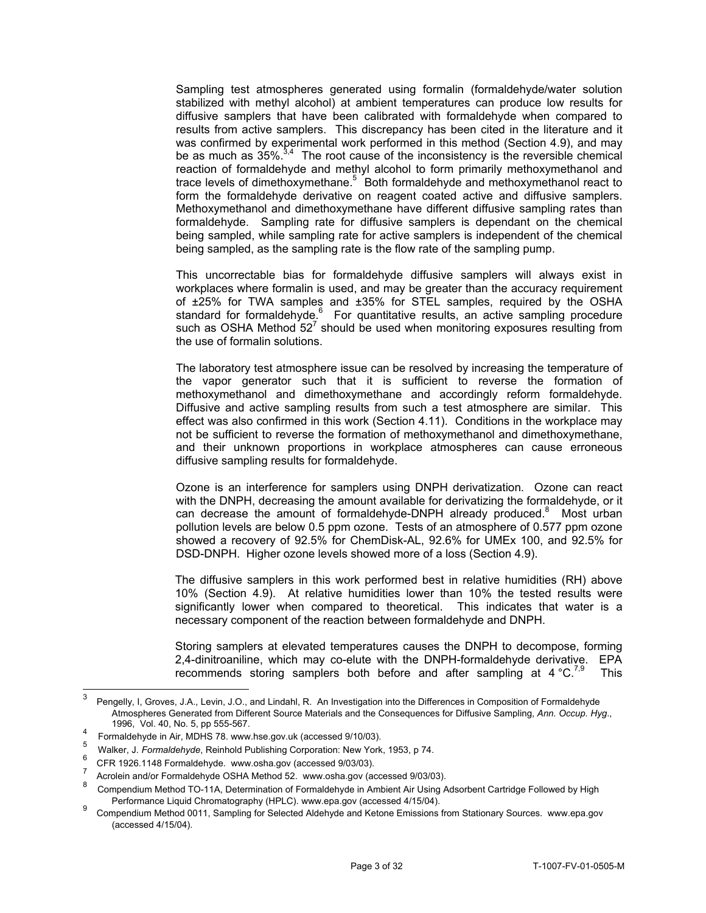Sampling test atmospheres generated using formalin (formaldehyde/water solution stabilized with methyl alcohol) at ambient temperatures can produce low results for diffusive samplers that have been calibrated with formaldehyde when compared to results from active samplers. This discrepancy has been cited in the literature and it was confirmed by experimental work performed in this method (Section 4.9), and may be as much as 35%.[3,4] The root cause of the inconsistency is the reversible chemical reaction of formaldehyde and methyl alcohol to form primarily methoxymethanol and trace levels of dimethoxymethane.[5] Both formaldehyde and methoxymethanol react to form the formaldehyde derivative on reagent coated active and diffusive samplers. Methoxymethanol and dimethoxymethane have different diffusive sampling rates than formaldehyde. Sampling rate for diffusive samplers is dependant on the chemical being sampled, while sampling rate for active samplers is independent of the chemical being sampled, as the sampling rate is the flow rate of the sampling pump.

This uncorrectable bias for formaldehyde diffusive samplers will always exist in workplaces where formalin is used, and may be greater than the accuracy requirement of ±25% for TWA samples and ±35% for STEL samples, required by the OSHA standard for formaldehyde.[6] For quantitative results, an active sampling procedure such as OSHA Method 52[7] should be used when monitoring exposures resulting from the use of formalin solutions.

The laboratory test atmosphere issue can be resolved by increasing the temperature of the vapor generator such that it is sufficient to reverse the formation of methoxymethanol and dimethoxymethane and accordingly reform formaldehyde. Diffusive and active sampling results from such a test atmosphere are similar. This effect was also confirmed in this work (Section 4.11). Conditions in the workplace may not be sufficient to reverse the formation of methoxymethanol and dimethoxymethane, and their unknown proportions in workplace atmospheres can cause erroneous diffusive sampling results for formaldehyde.

Ozone is an interference for samplers using DNPH derivatization. Ozone can react with the DNPH, decreasing the amount available for derivatizing the formaldehyde, or it can decrease the amount of formaldehyde-DNPH already produced.[8] Most urban pollution levels are below 0.5 ppm ozone. Tests of an atmosphere of 0.577 ppm ozone showed a recovery of 92.5% for ChemDisk-AL, 92.6% for UMEx 100, and 92.5% for DSD-DNPH. Higher ozone levels showed more of a loss (Section 4.9).

The diffusive samplers in this work performed best in relative humidities (RH) above 10% (Section 4.9). At relative humidities lower than 10% the tested results were significantly lower when compared to theoretical. This indicates that water is a necessary component of the reaction between formaldehyde and DNPH.

Storing samplers at elevated temperatures causes the DNPH to decompose, forming 2,4-dinitroaniline, which may co-elute with the DNPH-formaldehyde derivative. EPA recommends storing samplers both before and after sampling at 4 °C.[7,9] This

---

[3] Pengelly, I, Groves, J.A., Levin, J.O., and Lindahl, R. An Investigation into the Differences in Composition of Formaldehyde Atmospheres Generated from Different Source Materials and the Consequences for Diffusive Sampling, *Ann. Occup. Hyg.*, 1996, Vol. 40, No. 5, pp 555-567.

[4] Formaldehyde in Air, MDHS 78. www.hse.gov.uk (accessed 9/10/03).

[5] Walker, J. *Formaldehyde*, Reinhold Publishing Corporation: New York, 1953, p 74.

[6] CFR 1926.1148 Formaldehyde. www.osha.gov (accessed 9/03/03).

[7] Acrolein and/or Formaldehyde OSHA Method 52. www.osha.gov (accessed 9/03/03).

[8] Compendium Method TO-11A, Determination of Formaldehyde in Ambient Air Using Adsorbent Cartridge Followed by High Performance Liquid Chromatography (HPLC). www.epa.gov (accessed 4/15/04).

[9] Compendium Method 0011, Sampling for Selected Aldehyde and Ketone Emissions from Stationary Sources. www.epa.gov (accessed 4/15/04).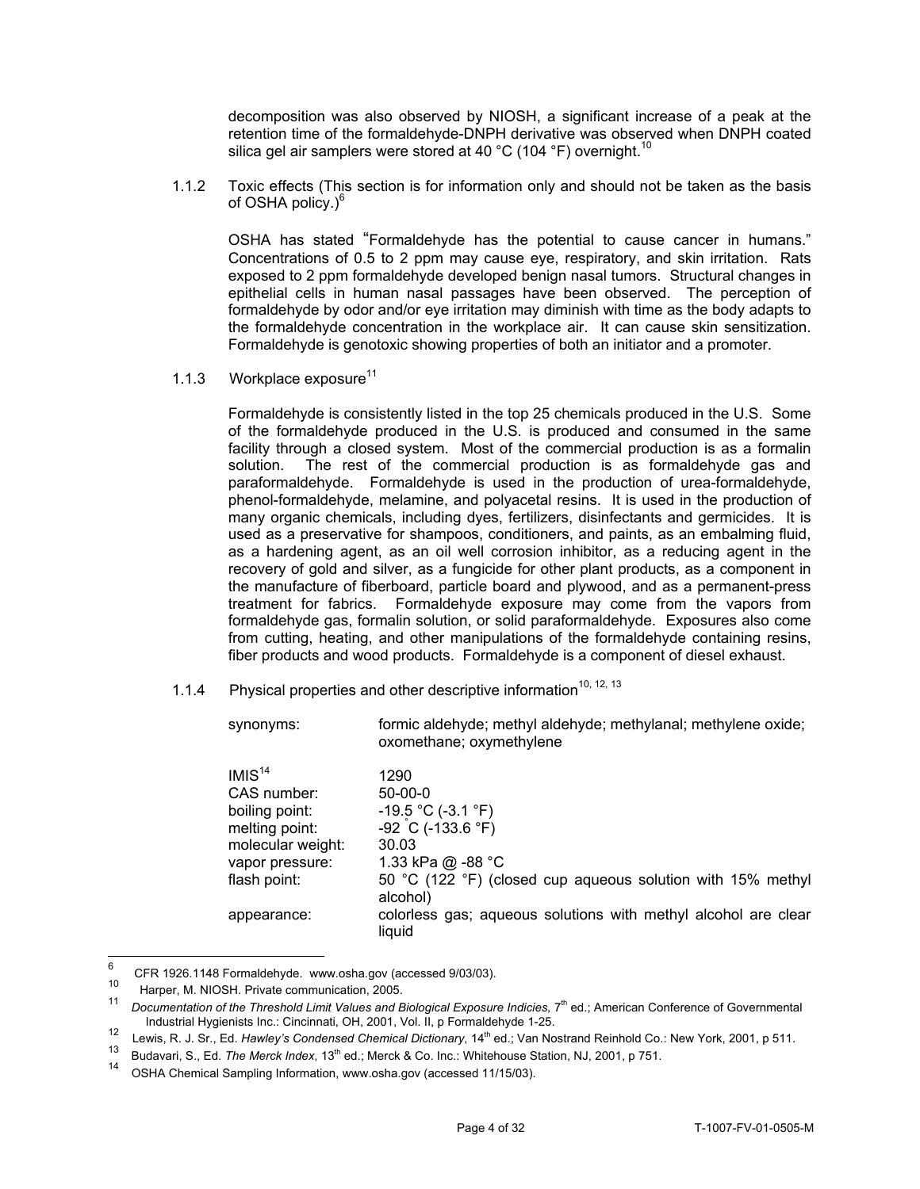decomposition was also observed by NIOSH, a significant increase of a peak at the retention time of the formaldehyde-DNPH derivative was observed when DNPH coated silica gel air samplers were stored at 40 °C (104 °F) overnight.[10]

1.1.2 Toxic effects (This section is for information only and should not be taken as the basis of OSHA policy.)[6]

OSHA has stated "Formaldehyde has the potential to cause cancer in humans." Concentrations of 0.5 to 2 ppm may cause eye, respiratory, and skin irritation. Rats exposed to 2 ppm formaldehyde developed benign nasal tumors. Structural changes in epithelial cells in human nasal passages have been observed. The perception of formaldehyde by odor and/or eye irritation may diminish with time as the body adapts to the formaldehyde concentration in the workplace air. It can cause skin sensitization. Formaldehyde is genotoxic showing properties of both an initiator and a promoter.

1.1.3 Workplace exposure[11]

Formaldehyde is consistently listed in the top 25 chemicals produced in the U.S. Some of the formaldehyde produced in the U.S. is produced and consumed in the same facility through a closed system. Most of the commercial production is as a formalin solution. The rest of the commercial production is as formaldehyde gas and paraformaldehyde. Formaldehyde is used in the production of urea-formaldehyde, phenol-formaldehyde, melamine, and polyacetal resins. It is used in the production of many organic chemicals, including dyes, fertilizers, disinfectants and germicides. It is used as a preservative for shampoos, conditioners, and paints, as an embalming fluid, as a hardening agent, as an oil well corrosion inhibitor, as a reducing agent in the recovery of gold and silver, as a fungicide for other plant products, as a component in the manufacture of fiberboard, particle board and plywood, and as a permanent-press treatment for fabrics. Formaldehyde exposure may come from the vapors from formaldehyde gas, formalin solution, or solid paraformaldehyde. Exposures also come from cutting, heating, and other manipulations of the formaldehyde containing resins, fiber products and wood products. Formaldehyde is a component of diesel exhaust.

1.1.4 Physical properties and other descriptive information[10, 12, 13]

| | |
|---|---|
| synonyms: | formic aldehyde; methyl aldehyde; methylanal; methylene oxide; oxomethane; oxymethylene |
| IMIS[14] | 1290 |
| CAS number: | 50-00-0 |
| boiling point: | -19.5 °C (-3.1 °F) |
| melting point: | -92 °C (-133.6 °F) |
| molecular weight: | 30.03 |
| vapor pressure: | 1.33 kPa @ -88 °C |
| flash point: | 50 °C (122 °F) (closed cup aqueous solution with 15% methyl alcohol) |
| appearance: | colorless gas; aqueous solutions with methyl alcohol are clear liquid |

---

[6] CFR 1926.1148 Formaldehyde. www.osha.gov (accessed 9/03/03).

[10] Harper, M. NIOSH. Private communication, 2005.

[11] *Documentation of the Threshold Limit Values and Biological Exposure Indicies*, 7th ed.; American Conference of Governmental Industrial Hygienists Inc.: Cincinnati, OH, 2001, Vol. II, p Formaldehyde 1-25.

[12] Lewis, R. J. Sr., Ed. *Hawley's Condensed Chemical Dictionary*, 14th ed.; Van Nostrand Reinhold Co.: New York, 2001, p 511.

[13] Budavari, S., Ed. *The Merck Index*, 13th ed.; Merck & Co. Inc.: Whitehouse Station, NJ, 2001, p 751.

[14] OSHA Chemical Sampling Information, www.osha.gov (accessed 11/15/03).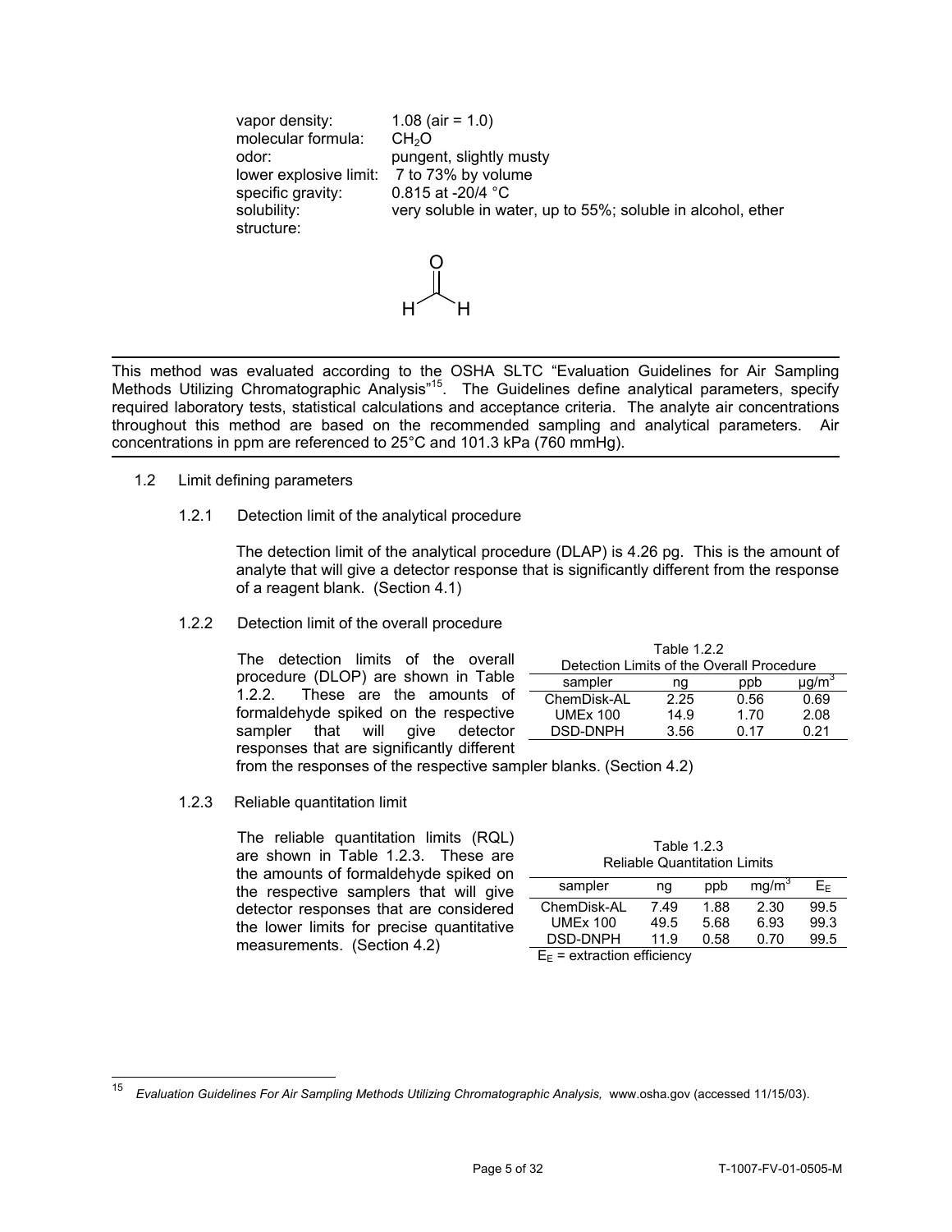vapor density: 1.08 (air = 1.0)
molecular formula: $CH_2O$
odor: pungent, slightly musty
lower explosive limit: 7 to 73% by volume
specific gravity: 0.815 at -20/4 °C
solubility: very soluble in water, up to 55%; soluble in alcohol, ether
structure:

This method was evaluated according to the OSHA SLTC "Evaluation Guidelines for Air Sampling Methods Utilizing Chromatographic Analysis"[15]. The Guidelines define analytical parameters, specify required laboratory tests, statistical calculations and acceptance criteria. The analyte air concentrations throughout this method are based on the recommended sampling and analytical parameters. Air concentrations in ppm are referenced to 25°C and 101.3 kPa (760 mmHg).

## 1.2 Limit defining parameters

### 1.2.1 Detection limit of the analytical procedure

The detection limit of the analytical procedure (DLAP) is 4.26 pg. This is the amount of analyte that will give a detector response that is significantly different from the response of a reagent blank. (Section 4.1)

### 1.2.2 Detection limit of the overall procedure

The detection limits of the overall procedure (DLOP) are shown in Table 1.2.2. These are the amounts of formaldehyde spiked on the respective sampler that will give detector responses that are significantly different from the responses of the respective sampler blanks. (Section 4.2)

Table 1.2.2
Detection Limits of the Overall Procedure

| sampler | ng | ppb | µg/m$^3$ |
|---|---|---|---|
| ChemDisk-AL | 2.25 | 0.56 | 0.69 |
| UMEx 100 | 14.9 | 1.70 | 2.08 |
| DSD-DNPH | 3.56 | 0.17 | 0.21 |

### 1.2.3 Reliable quantitation limit

The reliable quantitation limits (RQL) are shown in Table 1.2.3. These are the amounts of formaldehyde spiked on the respective samplers that will give detector responses that are considered the lower limits for precise quantitative measurements. (Section 4.2)

Table 1.2.3
Reliable Quantitation Limits

| sampler | ng | ppb | mg/m$^3$ | $E_E$ |
|---|---|---|---|---|
| ChemDisk-AL | 7.49 | 1.88 | 2.30 | 99.5 |
| UMEx 100 | 49.5 | 5.68 | 6.93 | 99.3 |
| DSD-DNPH | 11.9 | 0.58 | 0.70 | 99.5 |

$E_E$ = extraction efficiency

[15] *Evaluation Guidelines For Air Sampling Methods Utilizing Chromatographic Analysis,* www.osha.gov (accessed 11/15/03).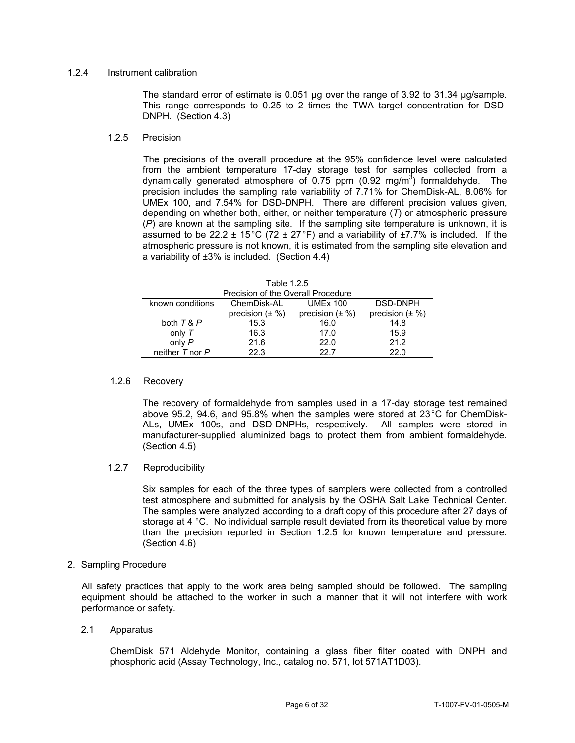### 1.2.4 Instrument calibration

The standard error of estimate is 0.051 µg over the range of 3.92 to 31.34 µg/sample. This range corresponds to 0.25 to 2 times the TWA target concentration for DSD-DNPH. (Section 4.3)

### 1.2.5 Precision

The precisions of the overall procedure at the 95% confidence level were calculated from the ambient temperature 17-day storage test for samples collected from a dynamically generated atmosphere of 0.75 ppm (0.92 mg/m$^3$) formaldehyde. The precision includes the sampling rate variability of 7.71% for ChemDisk-AL, 8.06% for UMEx 100, and 7.54% for DSD-DNPH. There are different precision values given, depending on whether both, either, or neither temperature (*T*) or atmospheric pressure (*P*) are known at the sampling site. If the sampling site temperature is unknown, it is assumed to be 22.2 ± 15°C (72 ± 27°F) and a variability of ±7.7% is included. If the atmospheric pressure is not known, it is estimated from the sampling site elevation and a variability of ±3% is included. (Section 4.4)

Table 1.2.5
Precision of the Overall Procedure

| known conditions | ChemDisk-AL precision (± %) | UMEx 100 precision (± %) | DSD-DNPH precision (± %) |
|---|---|---|---|
| both *T* & *P* | 15.3 | 16.0 | 14.8 |
| only *T* | 16.3 | 17.0 | 15.9 |
| only *P* | 21.6 | 22.0 | 21.2 |
| neither *T* nor *P* | 22.3 | 22.7 | 22.0 |

### 1.2.6 Recovery

The recovery of formaldehyde from samples used in a 17-day storage test remained above 95.2, 94.6, and 95.8% when the samples were stored at 23°C for ChemDisk-ALs, UMEx 100s, and DSD-DNPHs, respectively. All samples were stored in manufacturer-supplied aluminized bags to protect them from ambient formaldehyde. (Section 4.5)

### 1.2.7 Reproducibility

Six samples for each of the three types of samplers were collected from a controlled test atmosphere and submitted for analysis by the OSHA Salt Lake Technical Center. The samples were analyzed according to a draft copy of this procedure after 27 days of storage at 4 °C. No individual sample result deviated from its theoretical value by more than the precision reported in Section 1.2.5 for known temperature and pressure. (Section 4.6)

## 2. Sampling Procedure

All safety practices that apply to the work area being sampled should be followed. The sampling equipment should be attached to the worker in such a manner that it will not interfere with work performance or safety.

### 2.1 Apparatus

ChemDisk 571 Aldehyde Monitor, containing a glass fiber filter coated with DNPH and phosphoric acid (Assay Technology, Inc., catalog no. 571, lot 571AT1D03).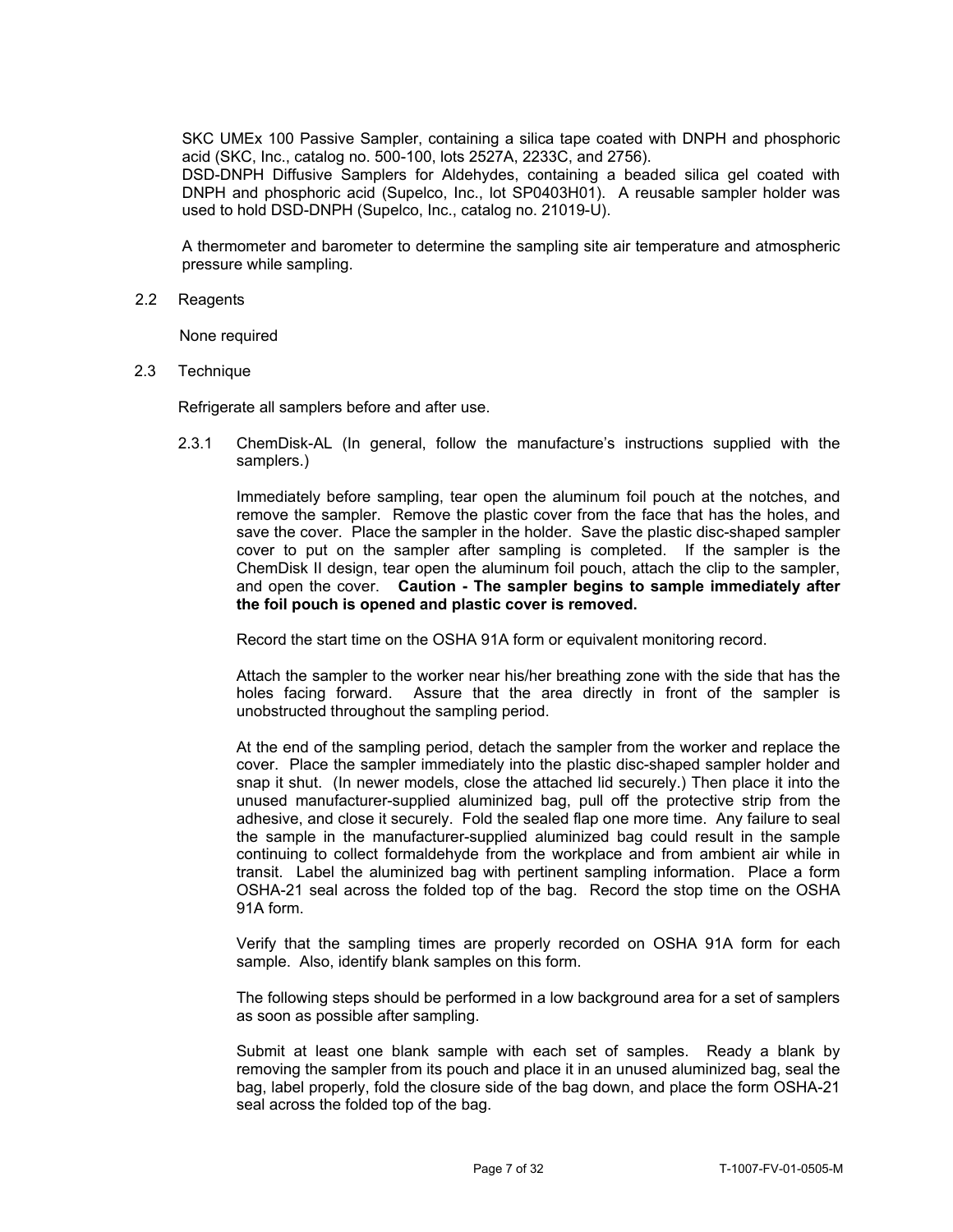SKC UMEx 100 Passive Sampler, containing a silica tape coated with DNPH and phosphoric acid (SKC, Inc., catalog no. 500-100, lots 2527A, 2233C, and 2756).

DSD-DNPH Diffusive Samplers for Aldehydes, containing a beaded silica gel coated with DNPH and phosphoric acid (Supelco, Inc., lot SP0403H01). A reusable sampler holder was used to hold DSD-DNPH (Supelco, Inc., catalog no. 21019-U).

A thermometer and barometer to determine the sampling site air temperature and atmospheric pressure while sampling.

### 2.2 Reagents

None required

### 2.3 Technique

Refrigerate all samplers before and after use.

#### 2.3.1 ChemDisk-AL (In general, follow the manufacture's instructions supplied with the samplers.)

Immediately before sampling, tear open the aluminum foil pouch at the notches, and remove the sampler. Remove the plastic cover from the face that has the holes, and save the cover. Place the sampler in the holder. Save the plastic disc-shaped sampler cover to put on the sampler after sampling is completed. If the sampler is the ChemDisk II design, tear open the aluminum foil pouch, attach the clip to the sampler, and open the cover. **Caution - The sampler begins to sample immediately after the foil pouch is opened and plastic cover is removed.**

Record the start time on the OSHA 91A form or equivalent monitoring record.

Attach the sampler to the worker near his/her breathing zone with the side that has the holes facing forward. Assure that the area directly in front of the sampler is unobstructed throughout the sampling period.

At the end of the sampling period, detach the sampler from the worker and replace the cover. Place the sampler immediately into the plastic disc-shaped sampler holder and snap it shut. (In newer models, close the attached lid securely.) Then place it into the unused manufacturer-supplied aluminized bag, pull off the protective strip from the adhesive, and close it securely. Fold the sealed flap one more time. Any failure to seal the sample in the manufacturer-supplied aluminized bag could result in the sample continuing to collect formaldehyde from the workplace and from ambient air while in transit. Label the aluminized bag with pertinent sampling information. Place a form OSHA-21 seal across the folded top of the bag. Record the stop time on the OSHA 91A form.

Verify that the sampling times are properly recorded on OSHA 91A form for each sample. Also, identify blank samples on this form.

The following steps should be performed in a low background area for a set of samplers as soon as possible after sampling.

Submit at least one blank sample with each set of samples. Ready a blank by removing the sampler from its pouch and place it in an unused aluminized bag, seal the bag, label properly, fold the closure side of the bag down, and place the form OSHA-21 seal across the folded top of the bag.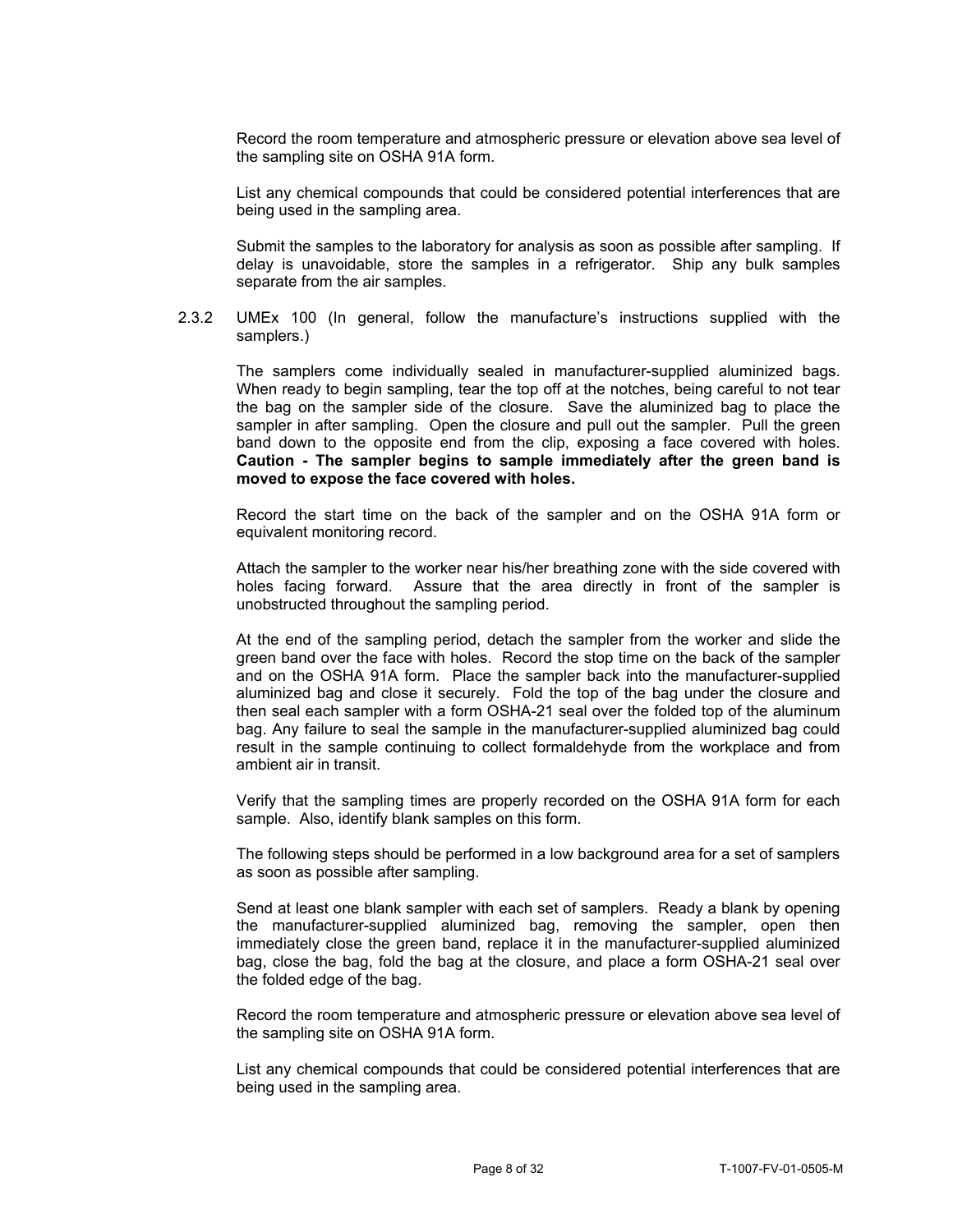Record the room temperature and atmospheric pressure or elevation above sea level of the sampling site on OSHA 91A form.

List any chemical compounds that could be considered potential interferences that are being used in the sampling area.

Submit the samples to the laboratory for analysis as soon as possible after sampling. If delay is unavoidable, store the samples in a refrigerator. Ship any bulk samples separate from the air samples.

2.3.2 UMEx 100 (In general, follow the manufacture's instructions supplied with the samplers.)

The samplers come individually sealed in manufacturer-supplied aluminized bags. When ready to begin sampling, tear the top off at the notches, being careful to not tear the bag on the sampler side of the closure. Save the aluminized bag to place the sampler in after sampling. Open the closure and pull out the sampler. Pull the green band down to the opposite end from the clip, exposing a face covered with holes. **Caution - The sampler begins to sample immediately after the green band is moved to expose the face covered with holes.**

Record the start time on the back of the sampler and on the OSHA 91A form or equivalent monitoring record.

Attach the sampler to the worker near his/her breathing zone with the side covered with holes facing forward. Assure that the area directly in front of the sampler is unobstructed throughout the sampling period.

At the end of the sampling period, detach the sampler from the worker and slide the green band over the face with holes. Record the stop time on the back of the sampler and on the OSHA 91A form. Place the sampler back into the manufacturer-supplied aluminized bag and close it securely. Fold the top of the bag under the closure and then seal each sampler with a form OSHA-21 seal over the folded top of the aluminum bag. Any failure to seal the sample in the manufacturer-supplied aluminized bag could result in the sample continuing to collect formaldehyde from the workplace and from ambient air in transit.

Verify that the sampling times are properly recorded on the OSHA 91A form for each sample. Also, identify blank samples on this form.

The following steps should be performed in a low background area for a set of samplers as soon as possible after sampling.

Send at least one blank sampler with each set of samplers. Ready a blank by opening the manufacturer-supplied aluminized bag, removing the sampler, open then immediately close the green band, replace it in the manufacturer-supplied aluminized bag, close the bag, fold the bag at the closure, and place a form OSHA-21 seal over the folded edge of the bag.

Record the room temperature and atmospheric pressure or elevation above sea level of the sampling site on OSHA 91A form.

List any chemical compounds that could be considered potential interferences that are being used in the sampling area.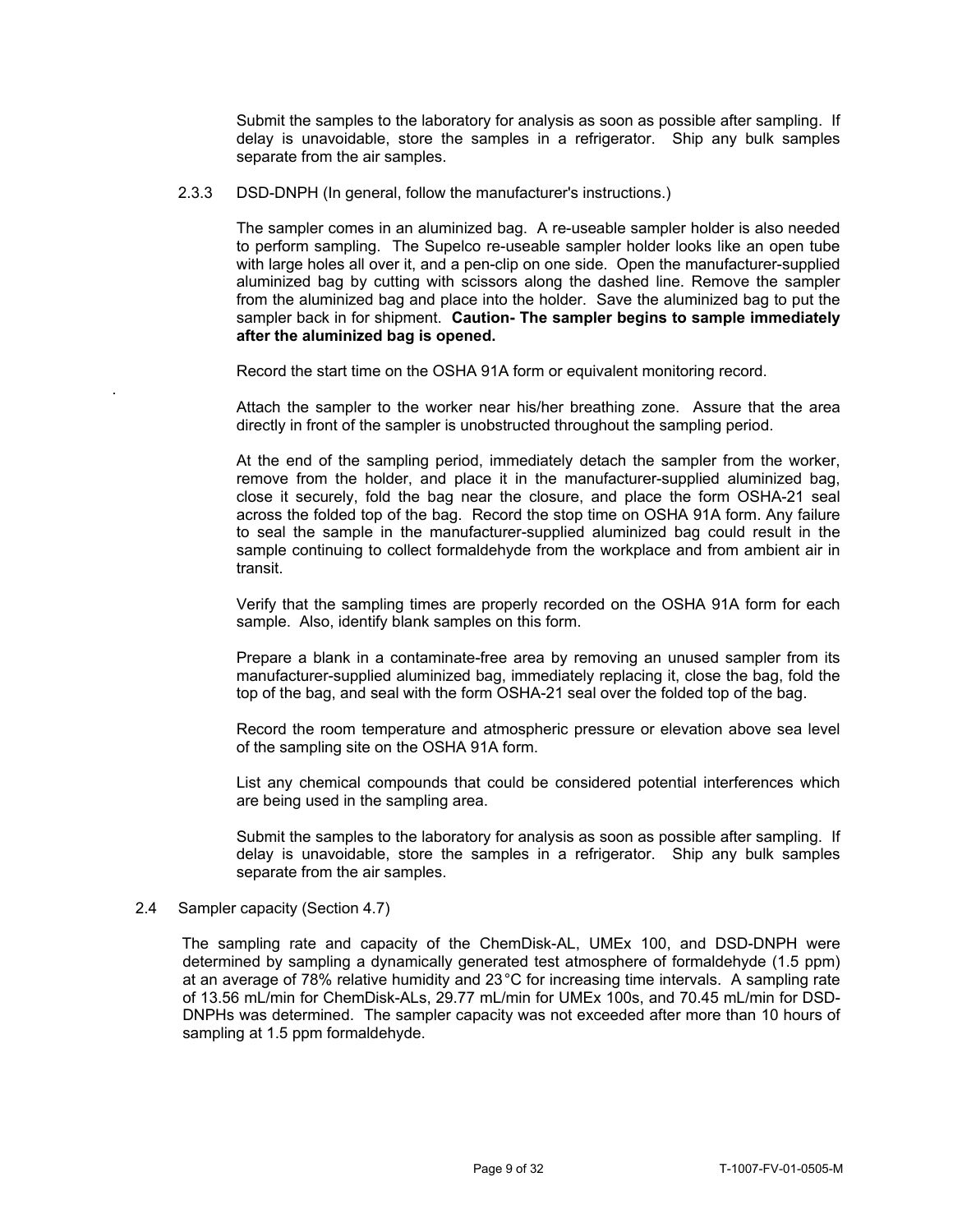Submit the samples to the laboratory for analysis as soon as possible after sampling. If delay is unavoidable, store the samples in a refrigerator. Ship any bulk samples separate from the air samples.

#### 2.3.3 DSD-DNPH (In general, follow the manufacturer's instructions.)

The sampler comes in an aluminized bag. A re-useable sampler holder is also needed to perform sampling. The Supelco re-useable sampler holder looks like an open tube with large holes all over it, and a pen-clip on one side. Open the manufacturer-supplied aluminized bag by cutting with scissors along the dashed line. Remove the sampler from the aluminized bag and place into the holder. Save the aluminized bag to put the sampler back in for shipment. **Caution- The sampler begins to sample immediately after the aluminized bag is opened.**

Record the start time on the OSHA 91A form or equivalent monitoring record.

Attach the sampler to the worker near his/her breathing zone. Assure that the area directly in front of the sampler is unobstructed throughout the sampling period.

At the end of the sampling period, immediately detach the sampler from the worker, remove from the holder, and place it in the manufacturer-supplied aluminized bag, close it securely, fold the bag near the closure, and place the form OSHA-21 seal across the folded top of the bag. Record the stop time on OSHA 91A form. Any failure to seal the sample in the manufacturer-supplied aluminized bag could result in the sample continuing to collect formaldehyde from the workplace and from ambient air in transit.

Verify that the sampling times are properly recorded on the OSHA 91A form for each sample. Also, identify blank samples on this form.

Prepare a blank in a contaminate-free area by removing an unused sampler from its manufacturer-supplied aluminized bag, immediately replacing it, close the bag, fold the top of the bag, and seal with the form OSHA-21 seal over the folded top of the bag.

Record the room temperature and atmospheric pressure or elevation above sea level of the sampling site on the OSHA 91A form.

List any chemical compounds that could be considered potential interferences which are being used in the sampling area.

Submit the samples to the laboratory for analysis as soon as possible after sampling. If delay is unavoidable, store the samples in a refrigerator. Ship any bulk samples separate from the air samples.

### 2.4 Sampler capacity (Section 4.7)

The sampling rate and capacity of the ChemDisk-AL, UMEx 100, and DSD-DNPH were determined by sampling a dynamically generated test atmosphere of formaldehyde (1.5 ppm) at an average of 78% relative humidity and 23 °C for increasing time intervals. A sampling rate of 13.56 mL/min for ChemDisk-ALs, 29.77 mL/min for UMEx 100s, and 70.45 mL/min for DSD-DNPHs was determined. The sampler capacity was not exceeded after more than 10 hours of sampling at 1.5 ppm formaldehyde.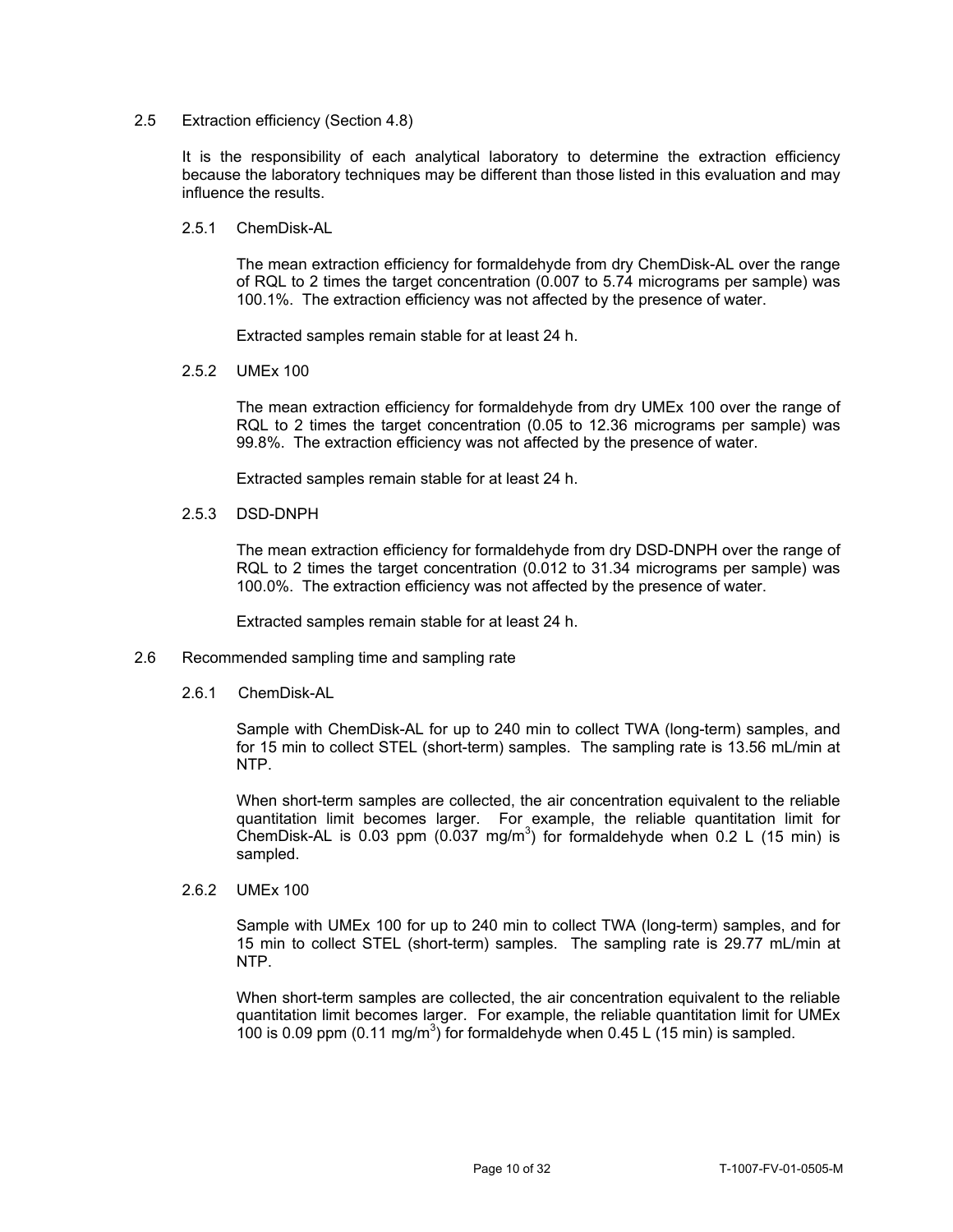### 2.5 Extraction efficiency (Section 4.8)

It is the responsibility of each analytical laboratory to determine the extraction efficiency because the laboratory techniques may be different than those listed in this evaluation and may influence the results.

#### 2.5.1 ChemDisk-AL

The mean extraction efficiency for formaldehyde from dry ChemDisk-AL over the range of RQL to 2 times the target concentration (0.007 to 5.74 micrograms per sample) was 100.1%. The extraction efficiency was not affected by the presence of water.

Extracted samples remain stable for at least 24 h.

#### 2.5.2 UMEx 100

The mean extraction efficiency for formaldehyde from dry UMEx 100 over the range of RQL to 2 times the target concentration (0.05 to 12.36 micrograms per sample) was 99.8%. The extraction efficiency was not affected by the presence of water.

Extracted samples remain stable for at least 24 h.

#### 2.5.3 DSD-DNPH

The mean extraction efficiency for formaldehyde from dry DSD-DNPH over the range of RQL to 2 times the target concentration (0.012 to 31.34 micrograms per sample) was 100.0%. The extraction efficiency was not affected by the presence of water.

Extracted samples remain stable for at least 24 h.

### 2.6 Recommended sampling time and sampling rate

#### 2.6.1 ChemDisk-AL

Sample with ChemDisk-AL for up to 240 min to collect TWA (long-term) samples, and for 15 min to collect STEL (short-term) samples. The sampling rate is 13.56 mL/min at NTP.

When short-term samples are collected, the air concentration equivalent to the reliable quantitation limit becomes larger. For example, the reliable quantitation limit for ChemDisk-AL is 0.03 ppm (0.037 mg/m$^3$) for formaldehyde when 0.2 L (15 min) is sampled.

#### 2.6.2 UMEx 100

Sample with UMEx 100 for up to 240 min to collect TWA (long-term) samples, and for 15 min to collect STEL (short-term) samples. The sampling rate is 29.77 mL/min at NTP.

When short-term samples are collected, the air concentration equivalent to the reliable quantitation limit becomes larger. For example, the reliable quantitation limit for UMEx 100 is 0.09 ppm (0.11 mg/m$^3$) for formaldehyde when 0.45 L (15 min) is sampled.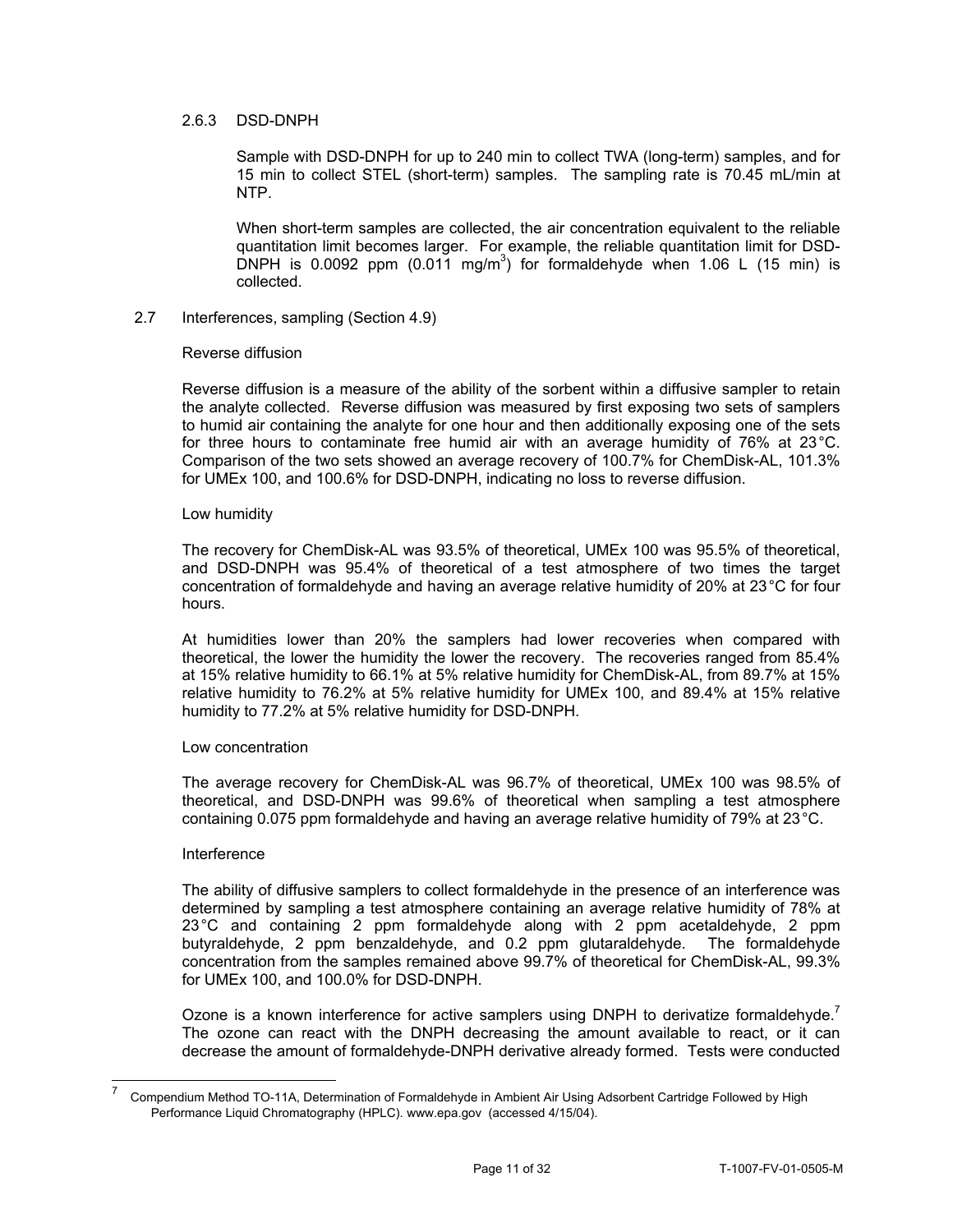#### 2.6.3 DSD-DNPH

Sample with DSD-DNPH for up to 240 min to collect TWA (long-term) samples, and for 15 min to collect STEL (short-term) samples. The sampling rate is 70.45 mL/min at NTP.

When short-term samples are collected, the air concentration equivalent to the reliable quantitation limit becomes larger. For example, the reliable quantitation limit for DSD-DNPH is 0.0092 ppm (0.011 mg/m$^3$) for formaldehyde when 1.06 L (15 min) is collected.

### 2.7 Interferences, sampling (Section 4.9)

Reverse diffusion

Reverse diffusion is a measure of the ability of the sorbent within a diffusive sampler to retain the analyte collected. Reverse diffusion was measured by first exposing two sets of samplers to humid air containing the analyte for one hour and then additionally exposing one of the sets for three hours to contaminate free humid air with an average humidity of 76% at 23°C. Comparison of the two sets showed an average recovery of 100.7% for ChemDisk-AL, 101.3% for UMEx 100, and 100.6% for DSD-DNPH, indicating no loss to reverse diffusion.

Low humidity

The recovery for ChemDisk-AL was 93.5% of theoretical, UMEx 100 was 95.5% of theoretical, and DSD-DNPH was 95.4% of theoretical of a test atmosphere of two times the target concentration of formaldehyde and having an average relative humidity of 20% at 23°C for four hours.

At humidities lower than 20% the samplers had lower recoveries when compared with theoretical, the lower the humidity the lower the recovery. The recoveries ranged from 85.4% at 15% relative humidity to 66.1% at 5% relative humidity for ChemDisk-AL, from 89.7% at 15% relative humidity to 76.2% at 5% relative humidity for UMEx 100, and 89.4% at 15% relative humidity to 77.2% at 5% relative humidity for DSD-DNPH.

Low concentration

The average recovery for ChemDisk-AL was 96.7% of theoretical, UMEx 100 was 98.5% of theoretical, and DSD-DNPH was 99.6% of theoretical when sampling a test atmosphere containing 0.075 ppm formaldehyde and having an average relative humidity of 79% at 23°C.

Interference

The ability of diffusive samplers to collect formaldehyde in the presence of an interference was determined by sampling a test atmosphere containing an average relative humidity of 78% at 23°C and containing 2 ppm formaldehyde along with 2 ppm acetaldehyde, 2 ppm butyraldehyde, 2 ppm benzaldehyde, and 0.2 ppm glutaraldehyde. The formaldehyde concentration from the samples remained above 99.7% of theoretical for ChemDisk-AL, 99.3% for UMEx 100, and 100.0% for DSD-DNPH.

Ozone is a known interference for active samplers using DNPH to derivatize formaldehyde.[7] The ozone can react with the DNPH decreasing the amount available to react, or it can decrease the amount of formaldehyde-DNPH derivative already formed. Tests were conducted

[7] Compendium Method TO-11A, Determination of Formaldehyde in Ambient Air Using Adsorbent Cartridge Followed by High Performance Liquid Chromatography (HPLC). www.epa.gov (accessed 4/15/04).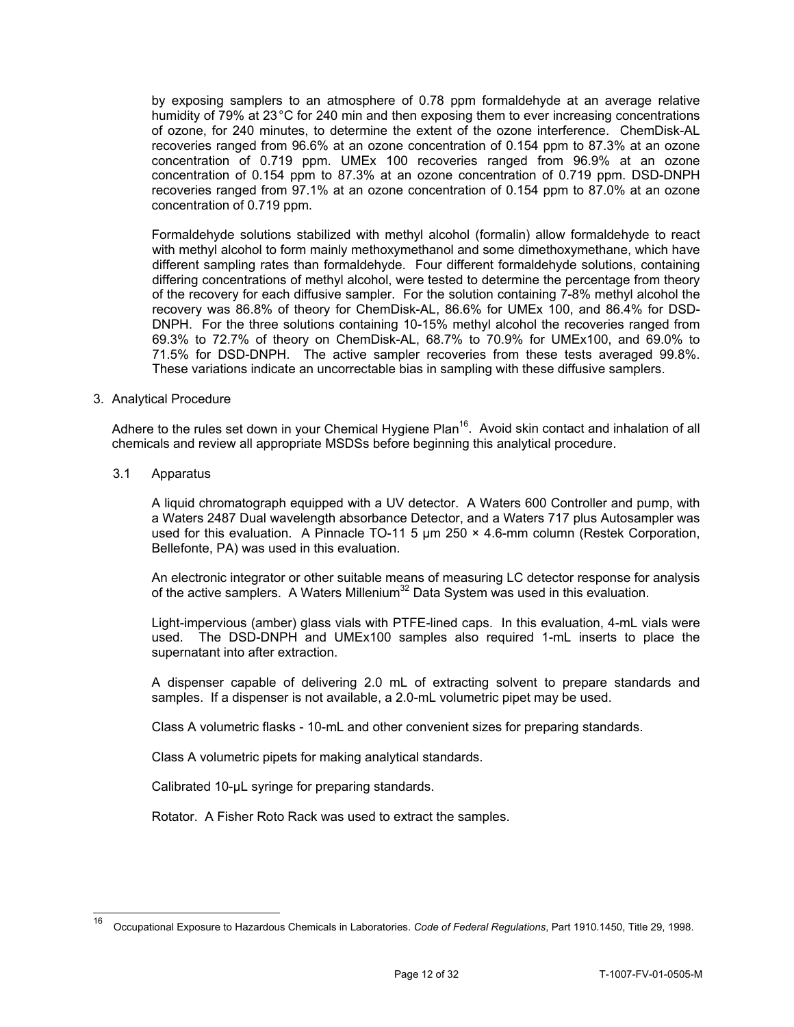by exposing samplers to an atmosphere of 0.78 ppm formaldehyde at an average relative humidity of 79% at 23°C for 240 min and then exposing them to ever increasing concentrations of ozone, for 240 minutes, to determine the extent of the ozone interference. ChemDisk-AL recoveries ranged from 96.6% at an ozone concentration of 0.154 ppm to 87.3% at an ozone concentration of 0.719 ppm. UMEx 100 recoveries ranged from 96.9% at an ozone concentration of 0.154 ppm to 87.3% at an ozone concentration of 0.719 ppm. DSD-DNPH recoveries ranged from 97.1% at an ozone concentration of 0.154 ppm to 87.0% at an ozone concentration of 0.719 ppm.

Formaldehyde solutions stabilized with methyl alcohol (formalin) allow formaldehyde to react with methyl alcohol to form mainly methoxymethanol and some dimethoxymethane, which have different sampling rates than formaldehyde. Four different formaldehyde solutions, containing differing concentrations of methyl alcohol, were tested to determine the percentage from theory of the recovery for each diffusive sampler. For the solution containing 7-8% methyl alcohol the recovery was 86.8% of theory for ChemDisk-AL, 86.6% for UMEx 100, and 86.4% for DSD-DNPH. For the three solutions containing 10-15% methyl alcohol the recoveries ranged from 69.3% to 72.7% of theory on ChemDisk-AL, 68.7% to 70.9% for UMEx100, and 69.0% to 71.5% for DSD-DNPH. The active sampler recoveries from these tests averaged 99.8%. These variations indicate an uncorrectable bias in sampling with these diffusive samplers.

## 3. Analytical Procedure

Adhere to the rules set down in your Chemical Hygiene Plan[16]. Avoid skin contact and inhalation of all chemicals and review all appropriate MSDSs before beginning this analytical procedure.

### 3.1 Apparatus

A liquid chromatograph equipped with a UV detector. A Waters 600 Controller and pump, with a Waters 2487 Dual wavelength absorbance Detector, and a Waters 717 plus Autosampler was used for this evaluation. A Pinnacle TO-11 5 µm 250 × 4.6-mm column (Restek Corporation, Bellefonte, PA) was used in this evaluation.

An electronic integrator or other suitable means of measuring LC detector response for analysis of the active samplers. A Waters Millenium[32] Data System was used in this evaluation.

Light-impervious (amber) glass vials with PTFE-lined caps. In this evaluation, 4-mL vials were used. The DSD-DNPH and UMEx100 samples also required 1-mL inserts to place the supernatant into after extraction.

A dispenser capable of delivering 2.0 mL of extracting solvent to prepare standards and samples. If a dispenser is not available, a 2.0-mL volumetric pipet may be used.

Class A volumetric flasks - 10-mL and other convenient sizes for preparing standards.

Class A volumetric pipets for making analytical standards.

Calibrated 10-µL syringe for preparing standards.

Rotator. A Fisher Roto Rack was used to extract the samples.

---

[16] Occupational Exposure to Hazardous Chemicals in Laboratories. *Code of Federal Regulations*, Part 1910.1450, Title 29, 1998.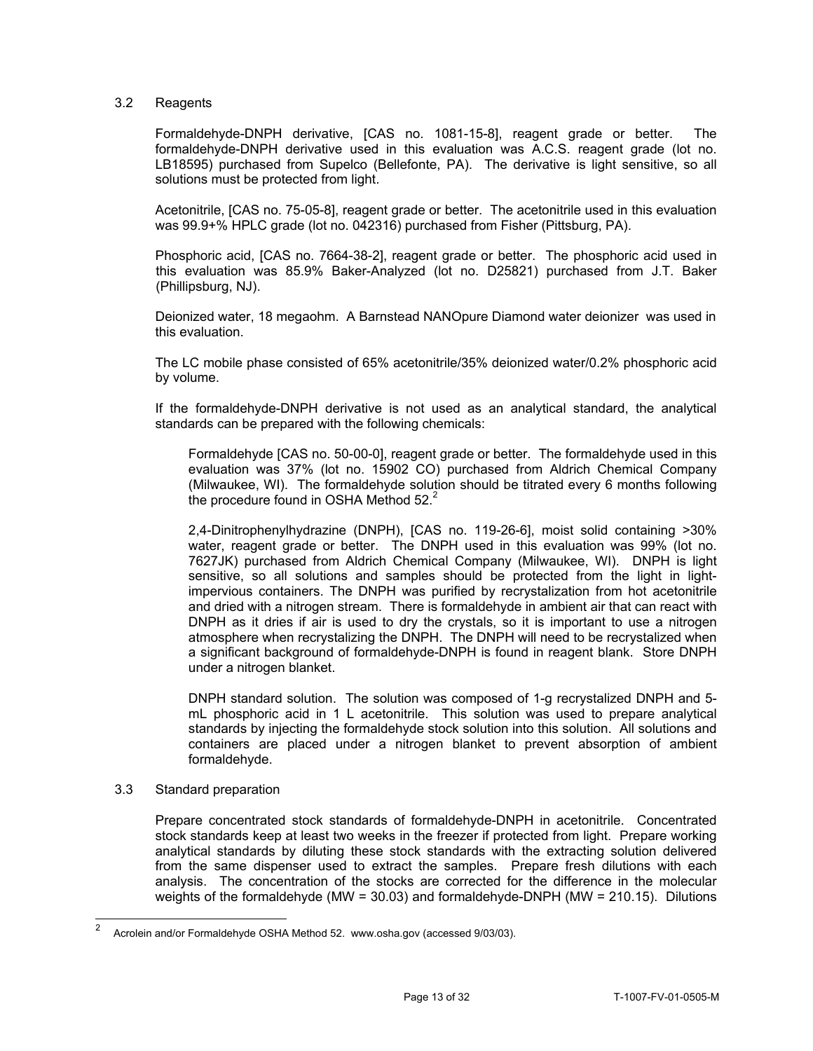### 3.2 Reagents

Formaldehyde-DNPH derivative, [CAS no. 1081-15-8], reagent grade or better. The formaldehyde-DNPH derivative used in this evaluation was A.C.S. reagent grade (lot no. LB18595) purchased from Supelco (Bellefonte, PA). The derivative is light sensitive, so all solutions must be protected from light.

Acetonitrile, [CAS no. 75-05-8], reagent grade or better. The acetonitrile used in this evaluation was 99.9+% HPLC grade (lot no. 042316) purchased from Fisher (Pittsburg, PA).

Phosphoric acid, [CAS no. 7664-38-2], reagent grade or better. The phosphoric acid used in this evaluation was 85.9% Baker-Analyzed (lot no. D25821) purchased from J.T. Baker (Phillipsburg, NJ).

Deionized water, 18 megaohm. A Barnstead NANOpure Diamond water deionizer was used in this evaluation.

The LC mobile phase consisted of 65% acetonitrile/35% deionized water/0.2% phosphoric acid by volume.

If the formaldehyde-DNPH derivative is not used as an analytical standard, the analytical standards can be prepared with the following chemicals:

Formaldehyde [CAS no. 50-00-0], reagent grade or better. The formaldehyde used in this evaluation was 37% (lot no. 15902 CO) purchased from Aldrich Chemical Company (Milwaukee, WI). The formaldehyde solution should be titrated every 6 months following the procedure found in OSHA Method 52.[2]

2,4-Dinitrophenylhydrazine (DNPH), [CAS no. 119-26-6], moist solid containing >30% water, reagent grade or better. The DNPH used in this evaluation was 99% (lot no. 7627JK) purchased from Aldrich Chemical Company (Milwaukee, WI). DNPH is light sensitive, so all solutions and samples should be protected from the light in light-impervious containers. The DNPH was purified by recrystalization from hot acetonitrile and dried with a nitrogen stream. There is formaldehyde in ambient air that can react with DNPH as it dries if air is used to dry the crystals, so it is important to use a nitrogen atmosphere when recrystalizing the DNPH. The DNPH will need to be recrystalized when a significant background of formaldehyde-DNPH is found in reagent blank. Store DNPH under a nitrogen blanket.

DNPH standard solution. The solution was composed of 1-g recrystalized DNPH and 5-mL phosphoric acid in 1 L acetonitrile. This solution was used to prepare analytical standards by injecting the formaldehyde stock solution into this solution. All solutions and containers are placed under a nitrogen blanket to prevent absorption of ambient formaldehyde.

### 3.3 Standard preparation

Prepare concentrated stock standards of formaldehyde-DNPH in acetonitrile. Concentrated stock standards keep at least two weeks in the freezer if protected from light. Prepare working analytical standards by diluting these stock standards with the extracting solution delivered from the same dispenser used to extract the samples. Prepare fresh dilutions with each analysis. The concentration of the stocks are corrected for the difference in the molecular weights of the formaldehyde (MW = 30.03) and formaldehyde-DNPH (MW = 210.15). Dilutions

[2] Acrolein and/or Formaldehyde OSHA Method 52. www.osha.gov (accessed 9/03/03).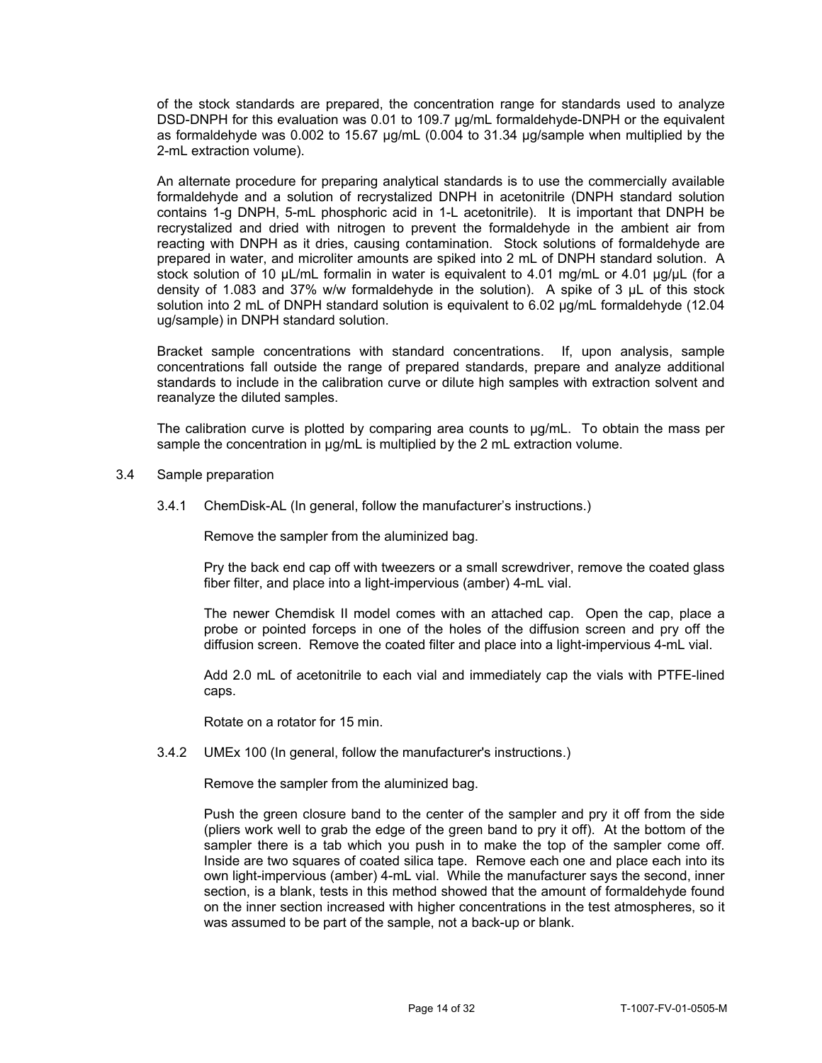of the stock standards are prepared, the concentration range for standards used to analyze DSD-DNPH for this evaluation was 0.01 to 109.7 μg/mL formaldehyde-DNPH or the equivalent as formaldehyde was 0.002 to 15.67 μg/mL (0.004 to 31.34 μg/sample when multiplied by the 2-mL extraction volume).

An alternate procedure for preparing analytical standards is to use the commercially available formaldehyde and a solution of recrystalized DNPH in acetonitrile (DNPH standard solution contains 1-g DNPH, 5-mL phosphoric acid in 1-L acetonitrile). It is important that DNPH be recrystalized and dried with nitrogen to prevent the formaldehyde in the ambient air from reacting with DNPH as it dries, causing contamination. Stock solutions of formaldehyde are prepared in water, and microliter amounts are spiked into 2 mL of DNPH standard solution. A stock solution of 10 μL/mL formalin in water is equivalent to 4.01 mg/mL or 4.01 μg/μL (for a density of 1.083 and 37% w/w formaldehyde in the solution). A spike of 3 μL of this stock solution into 2 mL of DNPH standard solution is equivalent to 6.02 μg/mL formaldehyde (12.04 ug/sample) in DNPH standard solution.

Bracket sample concentrations with standard concentrations. If, upon analysis, sample concentrations fall outside the range of prepared standards, prepare and analyze additional standards to include in the calibration curve or dilute high samples with extraction solvent and reanalyze the diluted samples.

The calibration curve is plotted by comparing area counts to μg/mL. To obtain the mass per sample the concentration in μg/mL is multiplied by the 2 mL extraction volume.

3.4 Sample preparation

3.4.1 ChemDisk-AL (In general, follow the manufacturer's instructions.)

Remove the sampler from the aluminized bag.

Pry the back end cap off with tweezers or a small screwdriver, remove the coated glass fiber filter, and place into a light-impervious (amber) 4-mL vial.

The newer Chemdisk II model comes with an attached cap. Open the cap, place a probe or pointed forceps in one of the holes of the diffusion screen and pry off the diffusion screen. Remove the coated filter and place into a light-impervious 4-mL vial.

Add 2.0 mL of acetonitrile to each vial and immediately cap the vials with PTFE-lined caps.

Rotate on a rotator for 15 min.

3.4.2 UMEx 100 (In general, follow the manufacturer's instructions.)

Remove the sampler from the aluminized bag.

Push the green closure band to the center of the sampler and pry it off from the side (pliers work well to grab the edge of the green band to pry it off). At the bottom of the sampler there is a tab which you push in to make the top of the sampler come off. Inside are two squares of coated silica tape. Remove each one and place each into its own light-impervious (amber) 4-mL vial. While the manufacturer says the second, inner section, is a blank, tests in this method showed that the amount of formaldehyde found on the inner section increased with higher concentrations in the test atmospheres, so it was assumed to be part of the sample, not a back-up or blank.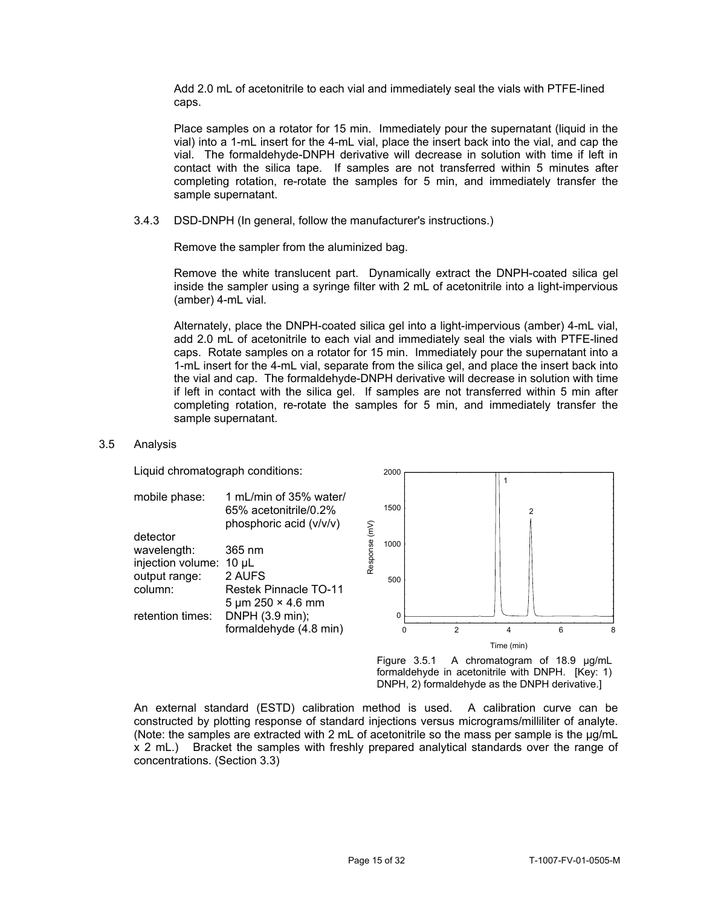Add 2.0 mL of acetonitrile to each vial and immediately seal the vials with PTFE-lined caps.

Place samples on a rotator for 15 min. Immediately pour the supernatant (liquid in the vial) into a 1-mL insert for the 4-mL vial, place the insert back into the vial, and cap the vial. The formaldehyde-DNPH derivative will decrease in solution with time if left in contact with the silica tape. If samples are not transferred within 5 minutes after completing rotation, re-rotate the samples for 5 min, and immediately transfer the sample supernatant.

3.4.3 DSD-DNPH (In general, follow the manufacturer's instructions.)

Remove the sampler from the aluminized bag.

Remove the white translucent part. Dynamically extract the DNPH-coated silica gel inside the sampler using a syringe filter with 2 mL of acetonitrile into a light-impervious (amber) 4-mL vial.

Alternately, place the DNPH-coated silica gel into a light-impervious (amber) 4-mL vial, add 2.0 mL of acetonitrile to each vial and immediately seal the vials with PTFE-lined caps. Rotate samples on a rotator for 15 min. Immediately pour the supernatant into a 1-mL insert for the 4-mL vial, separate from the silica gel, and place the insert back into the vial and cap. The formaldehyde-DNPH derivative will decrease in solution with time if left in contact with the silica gel. If samples are not transferred within 5 min after completing rotation, re-rotate the samples for 5 min, and immediately transfer the sample supernatant.

## 3.5 Analysis

Liquid chromatograph conditions:

| | |
|---|---|
| mobile phase: | 1 mL/min of 35% water/ 65% acetonitrile/0.2% phosphoric acid (v/v/v) |
| detector wavelength: | 365 nm |
| injection volume: | 10 µL |
| output range: | 2 AUFS |
| column: | Restek Pinnacle TO-11 5 µm 250 × 4.6 mm |
| retention times: | DNPH (3.9 min); formaldehyde (4.8 min) |

Figure 3.5.1 A chromatogram of 18.9 µg/mL formaldehyde in acetonitrile with DNPH. [Key: 1) DNPH, 2) formaldehyde as the DNPH derivative.]

An external standard (ESTD) calibration method is used. A calibration curve can be constructed by plotting response of standard injections versus micrograms/milliliter of analyte. (Note: the samples are extracted with 2 mL of acetonitrile so the mass per sample is the µg/mL x 2 mL.) Bracket the samples with freshly prepared analytical standards over the range of concentrations. (Section 3.3)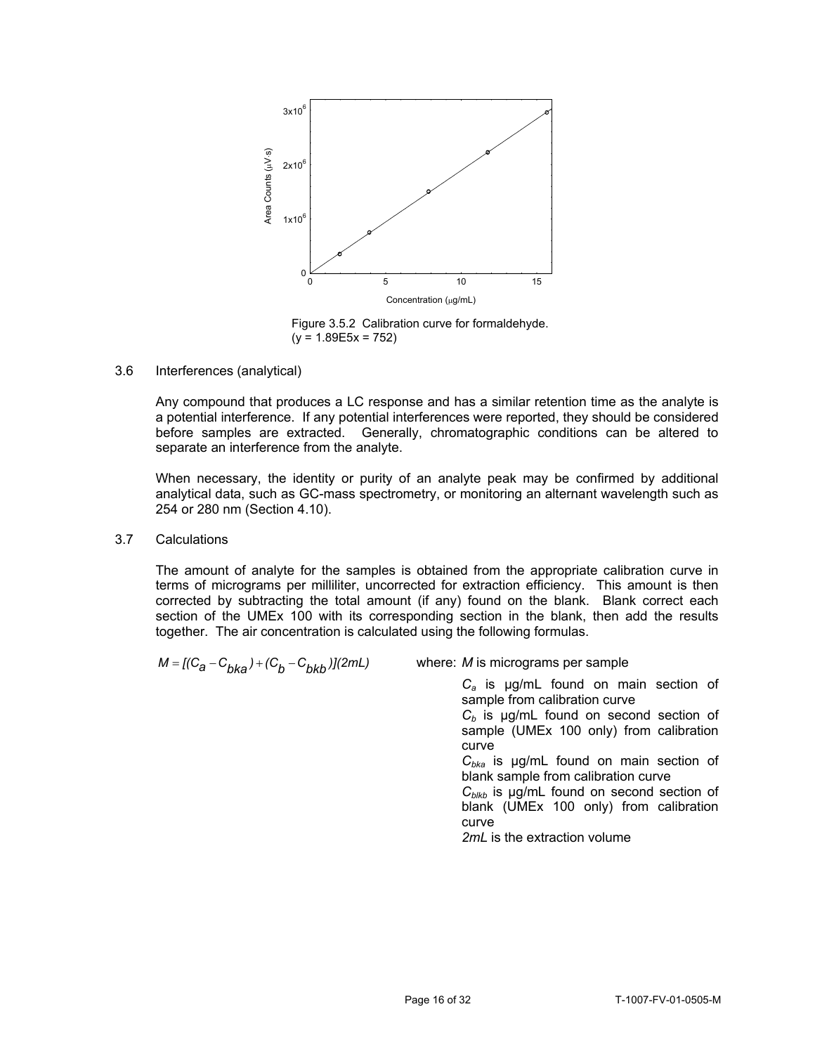Figure 3.5.2 Calibration curve for formaldehyde. ($y = 1.89E5x = 752$)

3.6 Interferences (analytical)

Any compound that produces a LC response and has a similar retention time as the analyte is a potential interference. If any potential interferences were reported, they should be considered before samples are extracted. Generally, chromatographic conditions can be altered to separate an interference from the analyte.

When necessary, the identity or purity of an analyte peak may be confirmed by additional analytical data, such as GC-mass spectrometry, or monitoring an alternant wavelength such as 254 or 280 nm (Section 4.10).

3.7 Calculations

The amount of analyte for the samples is obtained from the appropriate calibration curve in terms of micrograms per milliliter, uncorrected for extraction efficiency. This amount is then corrected by subtracting the total amount (if any) found on the blank. Blank correct each section of the UMEx 100 with its corresponding section in the blank, then add the results together. The air concentration is calculated using the following formulas.

$$M = [(C_a - C_{bka}) + (C_b - C_{bkb})](2mL)$$

where: $M$ is micrograms per sample

$C_a$ is µg/mL found on main section of sample from calibration curve

$C_b$ is µg/mL found on second section of sample (UMEx 100 only) from calibration curve

$C_{bka}$ is µg/mL found on main section of blank sample from calibration curve

$C_{blkb}$ is µg/mL found on second section of blank (UMEx 100 only) from calibration curve

*2mL* is the extraction volume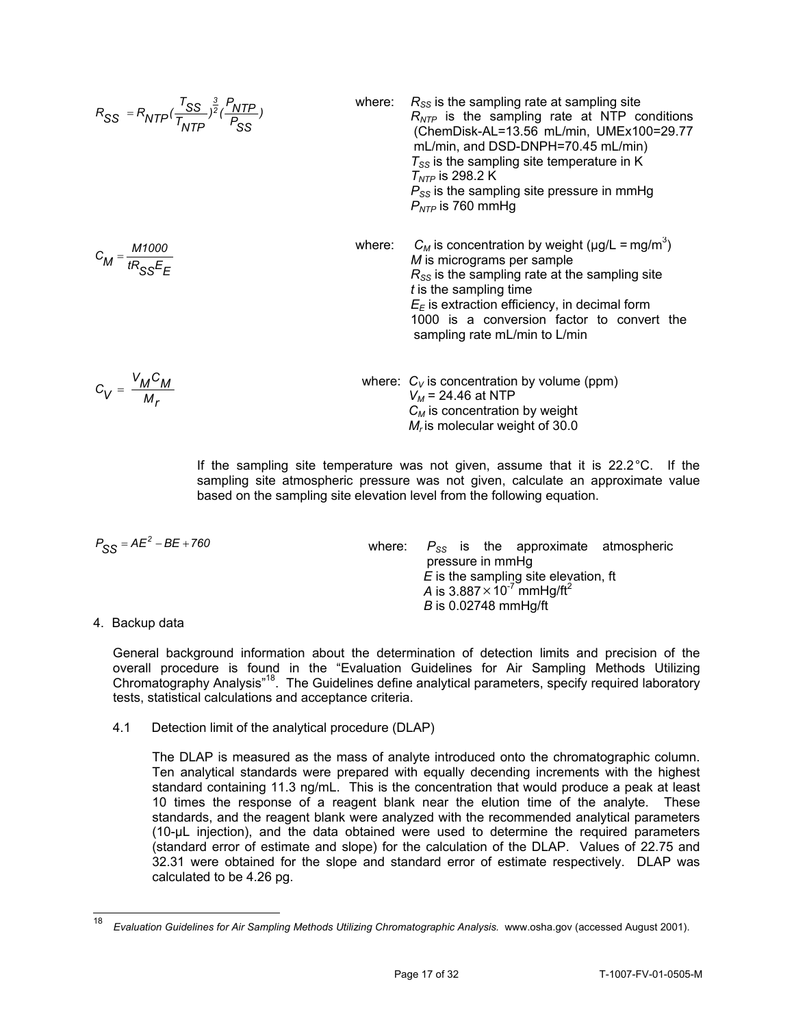$$R_{SS} = R_{NTP}\left(\frac{T_{SS}}{T_{NTP}}\right)^{\frac{3}{2}}\left(\frac{P_{NTP}}{P_{SS}}\right)$$

where: $R_{SS}$ is the sampling rate at sampling site
$R_{NTP}$ is the sampling rate at NTP conditions (ChemDisk-AL=13.56 mL/min, UMEx100=29.77 mL/min, and DSD-DNPH=70.45 mL/min)
$T_{SS}$ is the sampling site temperature in K
$T_{NTP}$ is 298.2 K
$P_{SS}$ is the sampling site pressure in mmHg
$P_{NTP}$ is 760 mmHg

$$C_M = \frac{M1000}{tR_{SS}E_E}$$

where: $C_M$ is concentration by weight (µg/L = mg/m$^3$)
$M$ is micrograms per sample
$R_{SS}$ is the sampling rate at the sampling site
$t$ is the sampling time
$E_E$ is extraction efficiency, in decimal form
1000 is a conversion factor to convert the sampling rate mL/min to L/min

$$C_V = \frac{V_M C_M}{M_r}$$

where: $C_V$ is concentration by volume (ppm)
$V_M$ = 24.46 at NTP
$C_M$ is concentration by weight
$M_r$ is molecular weight of 30.0

If the sampling site temperature was not given, assume that it is 22.2 °C. If the sampling site atmospheric pressure was not given, calculate an approximate value based on the sampling site elevation level from the following equation.

$$P_{SS} = AE^2 - BE + 760$$

where: $P_{SS}$ is the approximate atmospheric pressure in mmHg
$E$ is the sampling site elevation, ft
$A$ is $3.887 \times 10^{-7}$ mmHg/ft$^2$
$B$ is 0.02748 mmHg/ft

4. Backup data

General background information about the determination of detection limits and precision of the overall procedure is found in the "Evaluation Guidelines for Air Sampling Methods Utilizing Chromatography Analysis"[18]. The Guidelines define analytical parameters, specify required laboratory tests, statistical calculations and acceptance criteria.

4.1 Detection limit of the analytical procedure (DLAP)

The DLAP is measured as the mass of analyte introduced onto the chromatographic column. Ten analytical standards were prepared with equally decending increments with the highest standard containing 11.3 ng/mL. This is the concentration that would produce a peak at least 10 times the response of a reagent blank near the elution time of the analyte. These standards, and the reagent blank were analyzed with the recommended analytical parameters (10-µL injection), and the data obtained were used to determine the required parameters (standard error of estimate and slope) for the calculation of the DLAP. Values of 22.75 and 32.31 were obtained for the slope and standard error of estimate respectively. DLAP was calculated to be 4.26 pg.

[18] *Evaluation Guidelines for Air Sampling Methods Utilizing Chromatographic Analysis.* www.osha.gov (accessed August 2001).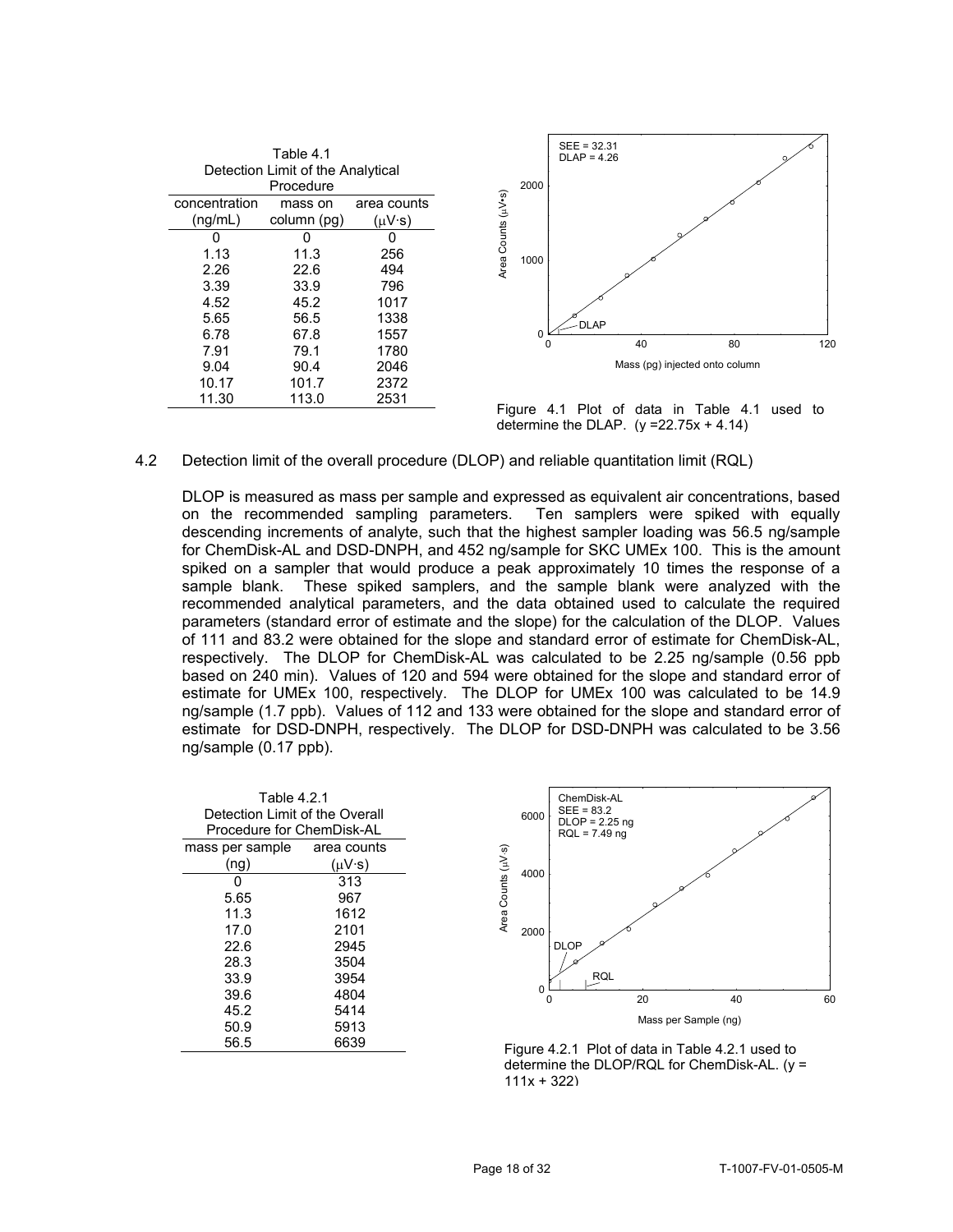Table 4.1
Detection Limit of the Analytical Procedure

| concentration (ng/mL) | mass on column (pg) | area counts (μV·s) |
|---|---|---|
| 0 | 0 | 0 |
| 1.13 | 11.3 | 256 |
| 2.26 | 22.6 | 494 |
| 3.39 | 33.9 | 796 |
| 4.52 | 45.2 | 1017 |
| 5.65 | 56.5 | 1338 |
| 6.78 | 67.8 | 1557 |
| 7.91 | 79.1 | 1780 |
| 9.04 | 90.4 | 2046 |
| 10.17 | 101.7 | 2372 |
| 11.30 | 113.0 | 2531 |

Figure 4.1 Plot of data in Table 4.1 used to determine the DLAP. ($y = 22.75x + 4.14$)

4.2 Detection limit of the overall procedure (DLOP) and reliable quantitation limit (RQL)

DLOP is measured as mass per sample and expressed as equivalent air concentrations, based on the recommended sampling parameters. Ten samplers were spiked with equally descending increments of analyte, such that the highest sampler loading was 56.5 ng/sample for ChemDisk-AL and DSD-DNPH, and 452 ng/sample for SKC UMEx 100. This is the amount spiked on a sampler that would produce a peak approximately 10 times the response of a sample blank. These spiked samplers, and the sample blank were analyzed with the recommended analytical parameters, and the data obtained used to calculate the required parameters (standard error of estimate and the slope) for the calculation of the DLOP. Values of 111 and 83.2 were obtained for the slope and standard error of estimate for ChemDisk-AL, respectively. The DLOP for ChemDisk-AL was calculated to be 2.25 ng/sample (0.56 ppb based on 240 min). Values of 120 and 594 were obtained for the slope and standard error of estimate for UMEx 100, respectively. The DLOP for UMEx 100 was calculated to be 14.9 ng/sample (1.7 ppb). Values of 112 and 133 were obtained for the slope and standard error of estimate for DSD-DNPH, respectively. The DLOP for DSD-DNPH was calculated to be 3.56 ng/sample (0.17 ppb).

Table 4.2.1
Detection Limit of the Overall Procedure for ChemDisk-AL

| mass per sample (ng) | area counts (μV·s) |
|---|---|
| 0 | 313 |
| 5.65 | 967 |
| 11.3 | 1612 |
| 17.0 | 2101 |
| 22.6 | 2945 |
| 28.3 | 3504 |
| 33.9 | 3954 |
| 39.6 | 4804 |
| 45.2 | 5414 |
| 50.9 | 5913 |
| 56.5 | 6639 |

Figure 4.2.1 Plot of data in Table 4.2.1 used to determine the DLOP/RQL for ChemDisk-AL. ($y = 111x + 322$)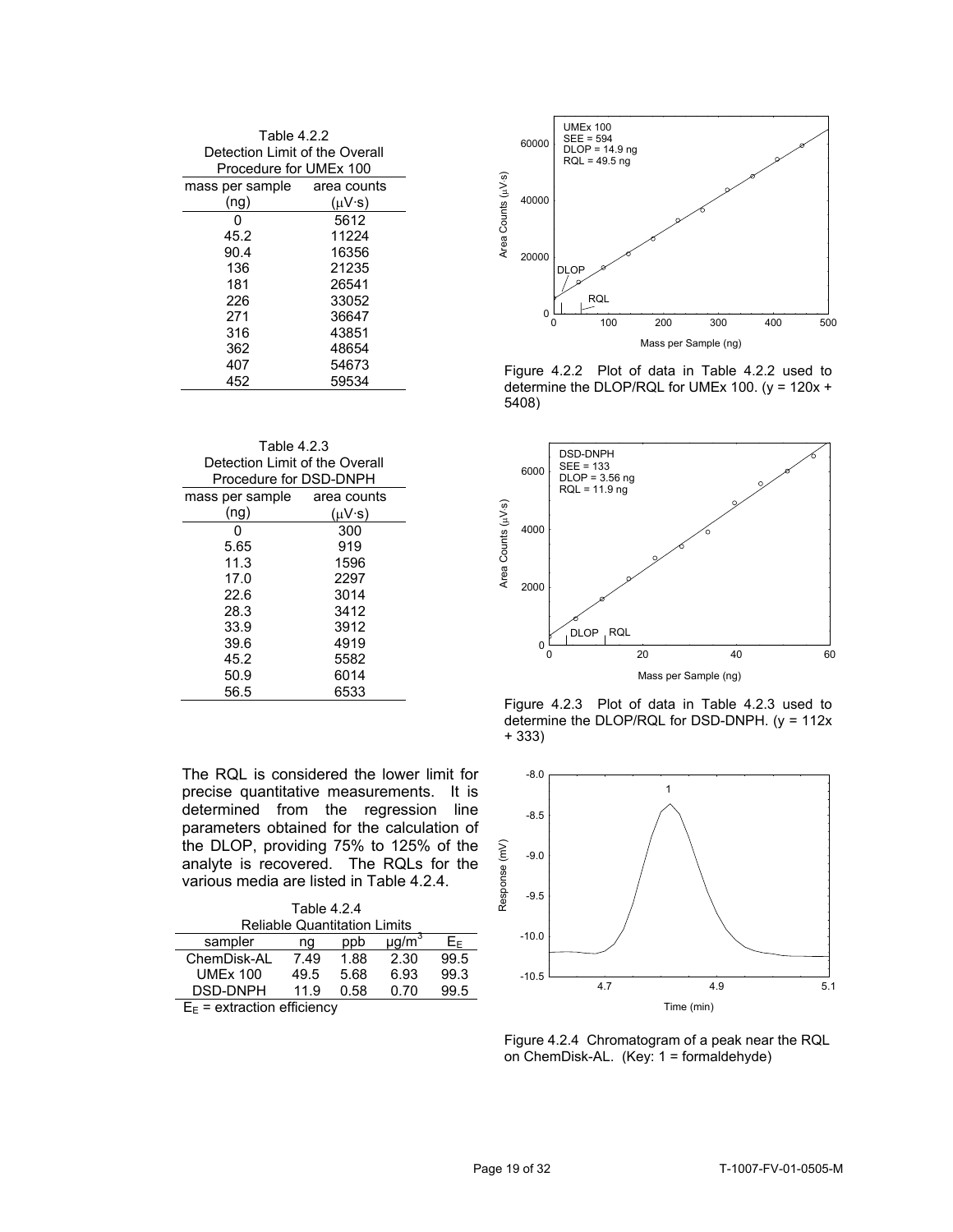Table 4.2.2
Detection Limit of the Overall Procedure for UMEx 100

| mass per sample (ng) | area counts (μV·s) |
|---|---|
| 0 | 5612 |
| 45.2 | 11224 |
| 90.4 | 16356 |
| 136 | 21235 |
| 181 | 26541 |
| 226 | 33052 |
| 271 | 36647 |
| 316 | 43851 |
| 362 | 48654 |
| 407 | 54673 |
| 452 | 59534 |

Figure 4.2.2 Plot of data in Table 4.2.2 used to determine the DLOP/RQL for UMEx 100. ($y = 120x + 5408$)

Table 4.2.3
Detection Limit of the Overall Procedure for DSD-DNPH

| mass per sample (ng) | area counts (μV·s) |
|---|---|
| 0 | 300 |
| 5.65 | 919 |
| 11.3 | 1596 |
| 17.0 | 2297 |
| 22.6 | 3014 |
| 28.3 | 3412 |
| 33.9 | 3912 |
| 39.6 | 4919 |
| 45.2 | 5582 |
| 50.9 | 6014 |
| 56.5 | 6533 |

Figure 4.2.3 Plot of data in Table 4.2.3 used to determine the DLOP/RQL for DSD-DNPH. ($y = 112x + 333$)

The RQL is considered the lower limit for precise quantitative measurements. It is determined from the regression line parameters obtained for the calculation of the DLOP, providing 75% to 125% of the analyte is recovered. The RQLs for the various media are listed in Table 4.2.4.

Table 4.2.4
Reliable Quantitation Limits

| sampler | ng | ppb | μg/m$^3$ | $E_E$ |
|---|---|---|---|---|
| ChemDisk-AL | 7.49 | 1.88 | 2.30 | 99.5 |
| UMEx 100 | 49.5 | 5.68 | 6.93 | 99.3 |
| DSD-DNPH | 11.9 | 0.58 | 0.70 | 99.5 |

$E_E$ = extraction efficiency

Figure 4.2.4 Chromatogram of a peak near the RQL on ChemDisk-AL. (Key: 1 = formaldehyde)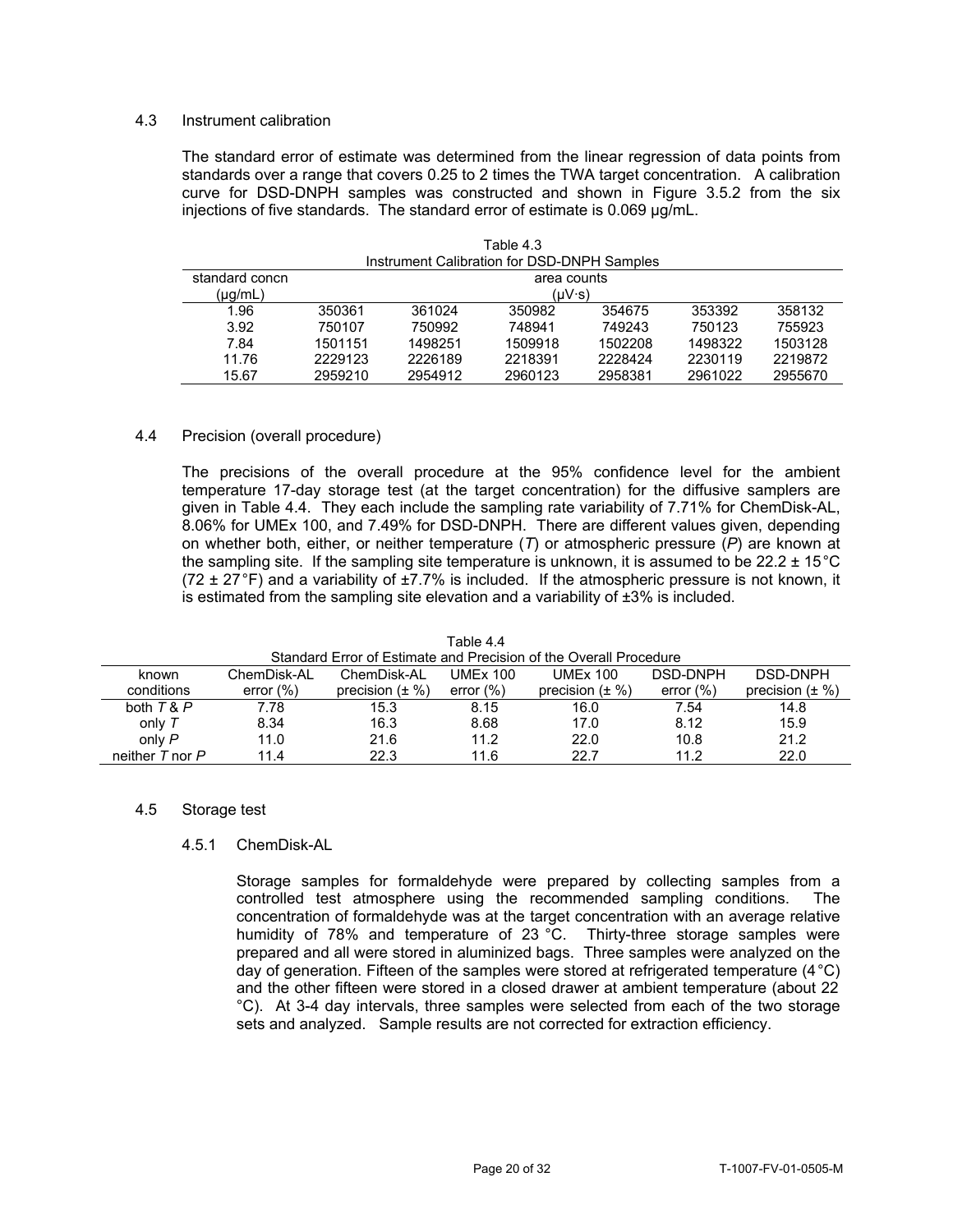### 4.3 Instrument calibration

The standard error of estimate was determined from the linear regression of data points from standards over a range that covers 0.25 to 2 times the TWA target concentration. A calibration curve for DSD-DNPH samples was constructed and shown in Figure 3.5.2 from the six injections of five standards. The standard error of estimate is 0.069 µg/mL.

Table 4.3
Instrument Calibration for DSD-DNPH Samples

| standard concn (µg/mL) | area counts (µV·s) | | | | | |
|---|---|---|---|---|---|---|
| 1.96 | 350361 | 361024 | 350982 | 354675 | 353392 | 358132 |
| 3.92 | 750107 | 750992 | 748941 | 749243 | 750123 | 755923 |
| 7.84 | 1501151 | 1498251 | 1509918 | 1502208 | 1498322 | 1503128 |
| 11.76 | 2229123 | 2226189 | 2218391 | 2228424 | 2230119 | 2219872 |
| 15.67 | 2959210 | 2954912 | 2960123 | 2958381 | 2961022 | 2955670 |

### 4.4 Precision (overall procedure)

The precisions of the overall procedure at the 95% confidence level for the ambient temperature 17-day storage test (at the target concentration) for the diffusive samplers are given in Table 4.4. They each include the sampling rate variability of 7.71% for ChemDisk-AL, 8.06% for UMEx 100, and 7.49% for DSD-DNPH. There are different values given, depending on whether both, either, or neither temperature (*T*) or atmospheric pressure (*P*) are known at the sampling site. If the sampling site temperature is unknown, it is assumed to be 22.2 ± 15 °C (72 ± 27 °F) and a variability of ±7.7% is included. If the atmospheric pressure is not known, it is estimated from the sampling site elevation and a variability of ±3% is included.

Table 4.4
Standard Error of Estimate and Precision of the Overall Procedure

| known conditions | ChemDisk-AL error (%) | ChemDisk-AL precision (± %) | UMEx 100 error (%) | UMEx 100 precision (± %) | DSD-DNPH error (%) | DSD-DNPH precision (± %) |
|---|---|---|---|---|---|---|
| both *T* & *P* | 7.78 | 15.3 | 8.15 | 16.0 | 7.54 | 14.8 |
| only *T* | 8.34 | 16.3 | 8.68 | 17.0 | 8.12 | 15.9 |
| only *P* | 11.0 | 21.6 | 11.2 | 22.0 | 10.8 | 21.2 |
| neither *T* nor *P* | 11.4 | 22.3 | 11.6 | 22.7 | 11.2 | 22.0 |

### 4.5 Storage test

#### 4.5.1 ChemDisk-AL

Storage samples for formaldehyde were prepared by collecting samples from a controlled test atmosphere using the recommended sampling conditions. The concentration of formaldehyde was at the target concentration with an average relative humidity of 78% and temperature of 23 °C. Thirty-three storage samples were prepared and all were stored in aluminized bags. Three samples were analyzed on the day of generation. Fifteen of the samples were stored at refrigerated temperature (4 °C) and the other fifteen were stored in a closed drawer at ambient temperature (about 22 °C). At 3-4 day intervals, three samples were selected from each of the two storage sets and analyzed. Sample results are not corrected for extraction efficiency.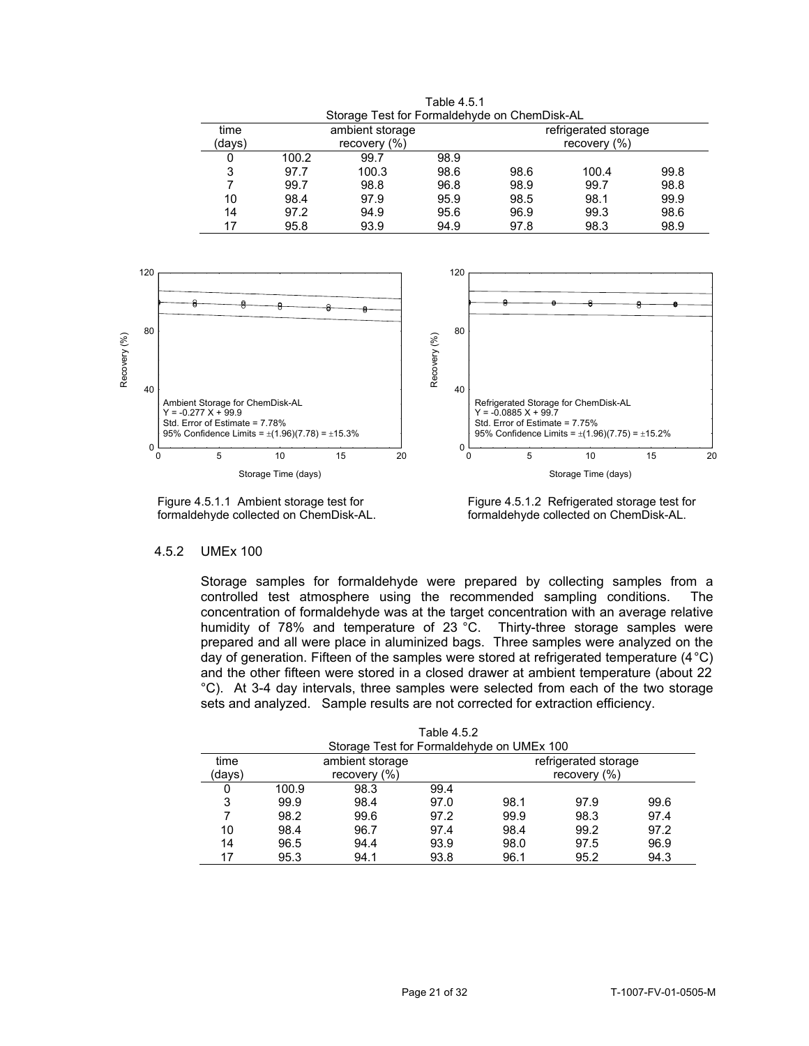Table 4.5.1
Storage Test for Formaldehyde on ChemDisk-AL

| time (days) | ambient storage recovery (%) | | | refrigerated storage recovery (%) | | |
|---|---|---|---|---|---|---|
| 0 | 100.2 | 99.7 | 98.9 | | | |
| 3 | 97.7 | 100.3 | 98.6 | 98.6 | 100.4 | 99.8 |
| 7 | 99.7 | 98.8 | 96.8 | 98.9 | 99.7 | 98.8 |
| 10 | 98.4 | 97.9 | 95.9 | 98.5 | 98.1 | 99.9 |
| 14 | 97.2 | 94.9 | 95.6 | 96.9 | 99.3 | 98.6 |
| 17 | 95.8 | 93.9 | 94.9 | 97.8 | 98.3 | 98.9 |

Ambient Storage for ChemDisk-AL
$Y = -0.277 X + 99.9$
Std. Error of Estimate = 7.78%
95% Confidence Limits = $\pm(1.96)(7.78) = \pm 15.3\%$

Figure 4.5.1.1 Ambient storage test for formaldehyde collected on ChemDisk-AL.

Refrigerated Storage for ChemDisk-AL
$Y = -0.0885 X + 99.7$
Std. Error of Estimate = 7.75%
95% Confidence Limits = $\pm(1.96)(7.75) = \pm 15.2\%$

Figure 4.5.1.2 Refrigerated storage test for formaldehyde collected on ChemDisk-AL.

4.5.2 UMEx 100

Storage samples for formaldehyde were prepared by collecting samples from a controlled test atmosphere using the recommended sampling conditions. The concentration of formaldehyde was at the target concentration with an average relative humidity of 78% and temperature of 23 °C. Thirty-three storage samples were prepared and all were place in aluminized bags. Three samples were analyzed on the day of generation. Fifteen of the samples were stored at refrigerated temperature (4 °C) and the other fifteen were stored in a closed drawer at ambient temperature (about 22 °C). At 3-4 day intervals, three samples were selected from each of the two storage sets and analyzed. Sample results are not corrected for extraction efficiency.

Table 4.5.2
Storage Test for Formaldehyde on UMEx 100

| time (days) | ambient storage recovery (%) | | | refrigerated storage recovery (%) | | |
|---|---|---|---|---|---|---|
| 0 | 100.9 | 98.3 | 99.4 | | | |
| 3 | 99.9 | 98.4 | 97.0 | 98.1 | 97.9 | 99.6 |
| 7 | 98.2 | 99.6 | 97.2 | 99.9 | 98.3 | 97.4 |
| 10 | 98.4 | 96.7 | 97.4 | 98.4 | 99.2 | 97.2 |
| 14 | 96.5 | 94.4 | 93.9 | 98.0 | 97.5 | 96.9 |
| 17 | 95.3 | 94.1 | 93.8 | 96.1 | 95.2 | 94.3 |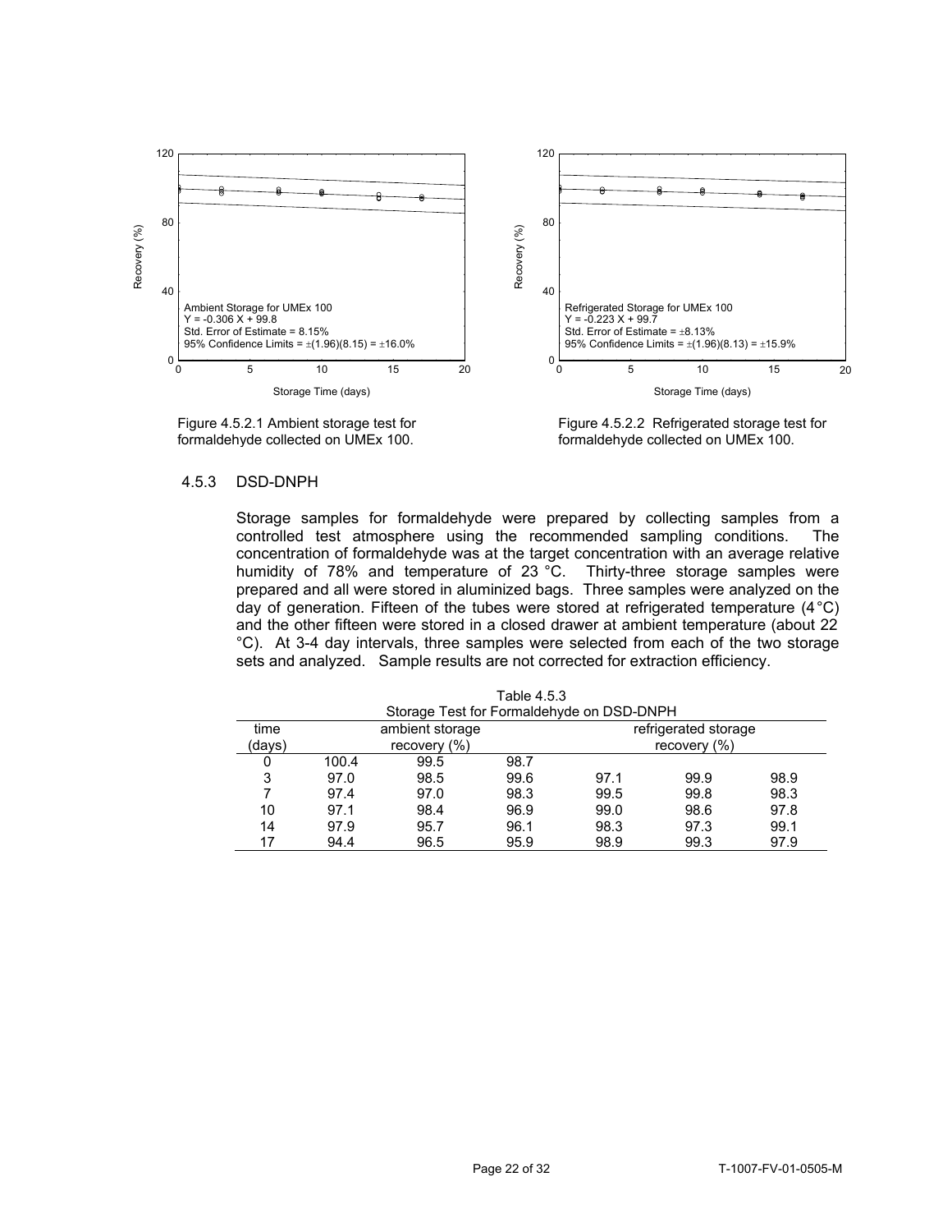Figure 4.5.2.1 Ambient storage test for formaldehyde collected on UMEx 100.

Figure 4.5.2.2 Refrigerated storage test for formaldehyde collected on UMEx 100.

### 4.5.3 DSD-DNPH

Storage samples for formaldehyde were prepared by collecting samples from a controlled test atmosphere using the recommended sampling conditions. The concentration of formaldehyde was at the target concentration with an average relative humidity of 78% and temperature of 23 °C. Thirty-three storage samples were prepared and all were stored in aluminized bags. Three samples were analyzed on the day of generation. Fifteen of the tubes were stored at refrigerated temperature (4 °C) and the other fifteen were stored in a closed drawer at ambient temperature (about 22 °C). At 3-4 day intervals, three samples were selected from each of the two storage sets and analyzed. Sample results are not corrected for extraction efficiency.

Table 4.5.3
Storage Test for Formaldehyde on DSD-DNPH

| time (days) | ambient storage recovery (%) | | | refrigerated storage recovery (%) | | |
|---|---|---|---|---|---|---|
| 0 | 100.4 | 99.5 | 98.7 | | | |
| 3 | 97.0 | 98.5 | 99.6 | 97.1 | 99.9 | 98.9 |
| 7 | 97.4 | 97.0 | 98.3 | 99.5 | 99.8 | 98.3 |
| 10 | 97.1 | 98.4 | 96.9 | 99.0 | 98.6 | 97.8 |
| 14 | 97.9 | 95.7 | 96.1 | 98.3 | 97.3 | 99.1 |
| 17 | 94.4 | 96.5 | 95.9 | 98.9 | 99.3 | 97.9 |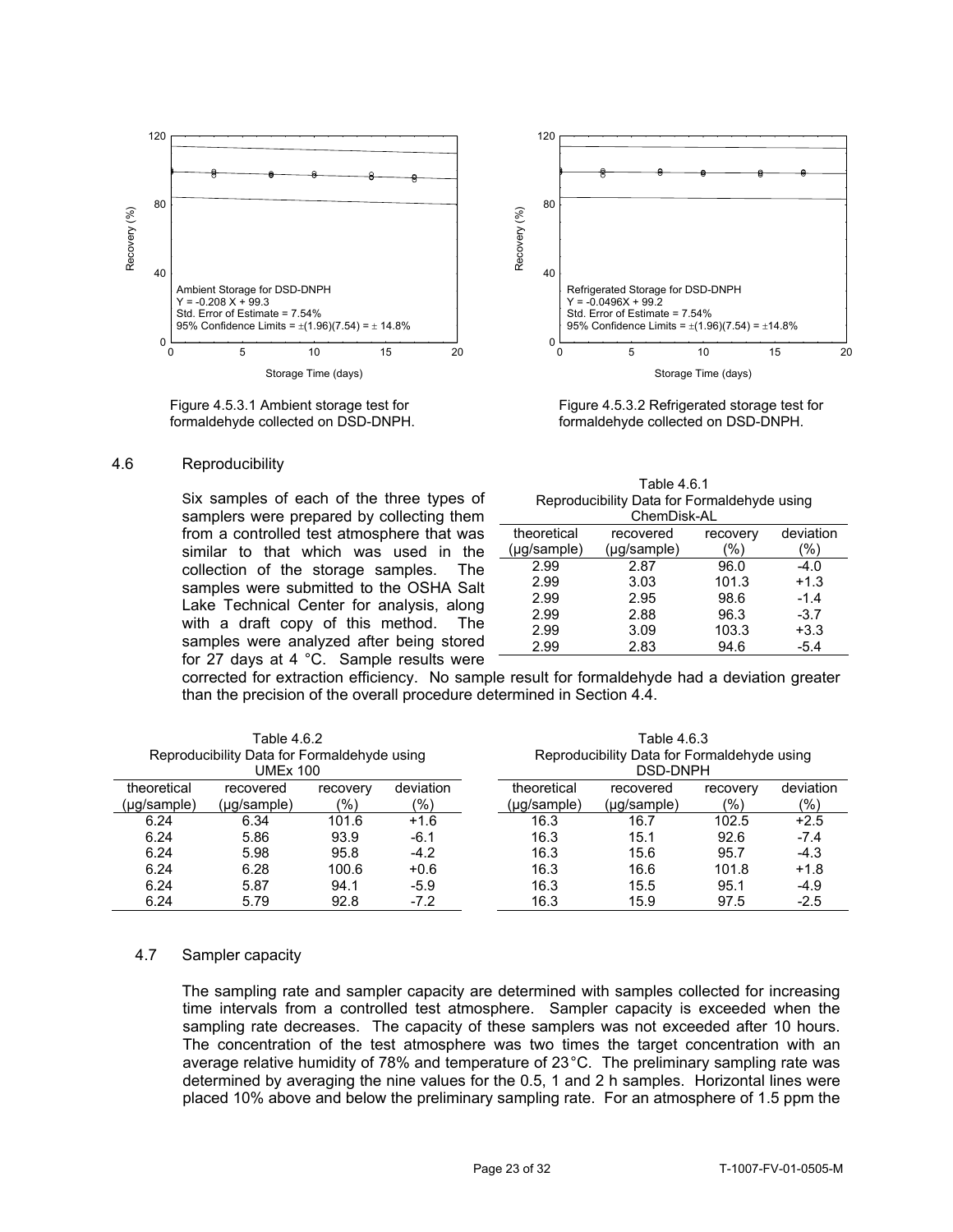Ambient Storage for DSD-DNPH
Y = -0.208 X + 99.3
Std. Error of Estimate = 7.54%
95% Confidence Limits = ±(1.96)(7.54) = ± 14.8%

Figure 4.5.3.1 Ambient storage test for formaldehyde collected on DSD-DNPH.

Refrigerated Storage for DSD-DNPH
Y = -0.0496X + 99.2
Std. Error of Estimate = 7.54%
95% Confidence Limits = ±(1.96)(7.54) = ±14.8%

Figure 4.5.3.2 Refrigerated storage test for formaldehyde collected on DSD-DNPH.

## 4.6 Reproducibility

Six samples of each of the three types of samplers were prepared by collecting them from a controlled test atmosphere that was similar to that which was used in the collection of the storage samples. The samples were submitted to the OSHA Salt Lake Technical Center for analysis, along with a draft copy of this method. The samples were analyzed after being stored for 27 days at 4 °C. Sample results were corrected for extraction efficiency. No sample result for formaldehyde had a deviation greater than the precision of the overall procedure determined in Section 4.4.

Table 4.6.1
Reproducibility Data for Formaldehyde using ChemDisk-AL

| theoretical (µg/sample) | recovered (µg/sample) | recovery (%) | deviation (%) |
|---|---|---|---|
| 2.99 | 2.87 | 96.0 | -4.0 |
| 2.99 | 3.03 | 101.3 | +1.3 |
| 2.99 | 2.95 | 98.6 | -1.4 |
| 2.99 | 2.88 | 96.3 | -3.7 |
| 2.99 | 3.09 | 103.3 | +3.3 |
| 2.99 | 2.83 | 94.6 | -5.4 |

Table 4.6.2
Reproducibility Data for Formaldehyde using UMEx 100

| theoretical (µg/sample) | recovered (µg/sample) | recovery (%) | deviation (%) |
|---|---|---|---|
| 6.24 | 6.34 | 101.6 | +1.6 |
| 6.24 | 5.86 | 93.9 | -6.1 |
| 6.24 | 5.98 | 95.8 | -4.2 |
| 6.24 | 6.28 | 100.6 | +0.6 |
| 6.24 | 5.87 | 94.1 | -5.9 |
| 6.24 | 5.79 | 92.8 | -7.2 |

Table 4.6.3
Reproducibility Data for Formaldehyde using DSD-DNPH

| theoretical (µg/sample) | recovered (µg/sample) | recovery (%) | deviation (%) |
|---|---|---|---|
| 16.3 | 16.7 | 102.5 | +2.5 |
| 16.3 | 15.1 | 92.6 | -7.4 |
| 16.3 | 15.6 | 95.7 | -4.3 |
| 16.3 | 16.6 | 101.8 | +1.8 |
| 16.3 | 15.5 | 95.1 | -4.9 |
| 16.3 | 15.9 | 97.5 | -2.5 |

## 4.7 Sampler capacity

The sampling rate and sampler capacity are determined with samples collected for increasing time intervals from a controlled test atmosphere. Sampler capacity is exceeded when the sampling rate decreases. The capacity of these samplers was not exceeded after 10 hours. The concentration of the test atmosphere was two times the target concentration with an average relative humidity of 78% and temperature of 23 °C. The preliminary sampling rate was determined by averaging the nine values for the 0.5, 1 and 2 h samples. Horizontal lines were placed 10% above and below the preliminary sampling rate. For an atmosphere of 1.5 ppm the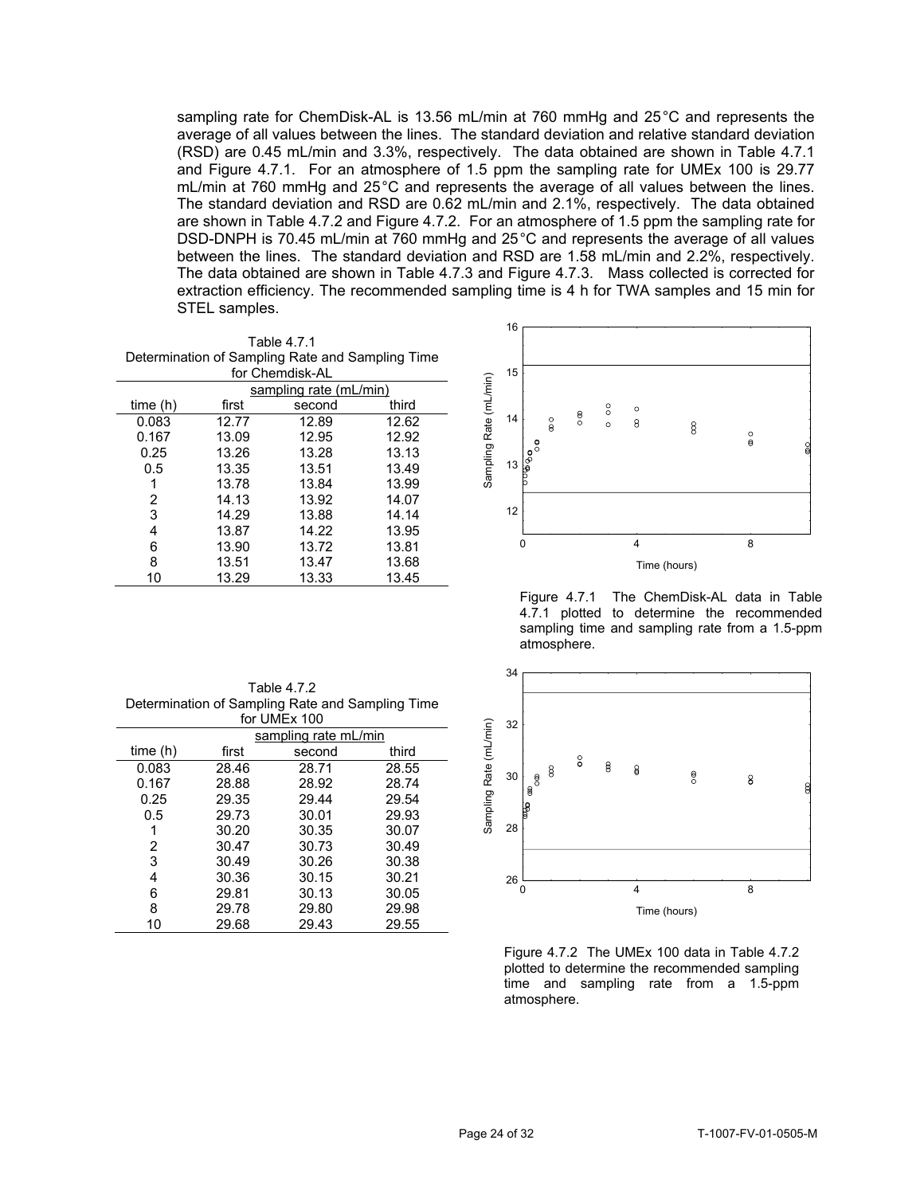sampling rate for ChemDisk-AL is 13.56 mL/min at 760 mmHg and 25 °C and represents the average of all values between the lines. The standard deviation and relative standard deviation (RSD) are 0.45 mL/min and 3.3%, respectively. The data obtained are shown in Table 4.7.1 and Figure 4.7.1. For an atmosphere of 1.5 ppm the sampling rate for UMEx 100 is 29.77 mL/min at 760 mmHg and 25 °C and represents the average of all values between the lines. The standard deviation and RSD are 0.62 mL/min and 2.1%, respectively. The data obtained are shown in Table 4.7.2 and Figure 4.7.2. For an atmosphere of 1.5 ppm the sampling rate for DSD-DNPH is 70.45 mL/min at 760 mmHg and 25 °C and represents the average of all values between the lines. The standard deviation and RSD are 1.58 mL/min and 2.2%, respectively. The data obtained are shown in Table 4.7.3 and Figure 4.7.3. Mass collected is corrected for extraction efficiency. The recommended sampling time is 4 h for TWA samples and 15 min for STEL samples.

Table 4.7.1
Determination of Sampling Rate and Sampling Time for Chemdisk-AL

| | sampling rate (mL/min) | | |
|---|---|---|---|
| time (h) | first | second | third |
| 0.083 | 12.77 | 12.89 | 12.62 |
| 0.167 | 13.09 | 12.95 | 12.92 |
| 0.25 | 13.26 | 13.28 | 13.13 |
| 0.5 | 13.35 | 13.51 | 13.49 |
| 1 | 13.78 | 13.84 | 13.99 |
| 2 | 14.13 | 13.92 | 14.07 |
| 3 | 14.29 | 13.88 | 14.14 |
| 4 | 13.87 | 14.22 | 13.95 |
| 6 | 13.90 | 13.72 | 13.81 |
| 8 | 13.51 | 13.47 | 13.68 |
| 10 | 13.29 | 13.33 | 13.45 |

Figure 4.7.1 The ChemDisk-AL data in Table 4.7.1 plotted to determine the recommended sampling time and sampling rate from a 1.5-ppm atmosphere.

Table 4.7.2
Determination of Sampling Rate and Sampling Time for UMEx 100

| | sampling rate mL/min | | |
|---|---|---|---|
| time (h) | first | second | third |
| 0.083 | 28.46 | 28.71 | 28.55 |
| 0.167 | 28.88 | 28.92 | 28.74 |
| 0.25 | 29.35 | 29.44 | 29.54 |
| 0.5 | 29.73 | 30.01 | 29.93 |
| 1 | 30.20 | 30.35 | 30.07 |
| 2 | 30.47 | 30.73 | 30.49 |
| 3 | 30.49 | 30.26 | 30.38 |
| 4 | 30.36 | 30.15 | 30.21 |
| 6 | 29.81 | 30.13 | 30.05 |
| 8 | 29.78 | 29.80 | 29.98 |
| 10 | 29.68 | 29.43 | 29.55 |

Figure 4.7.2 The UMEx 100 data in Table 4.7.2 plotted to determine the recommended sampling time and sampling rate from a 1.5-ppm atmosphere.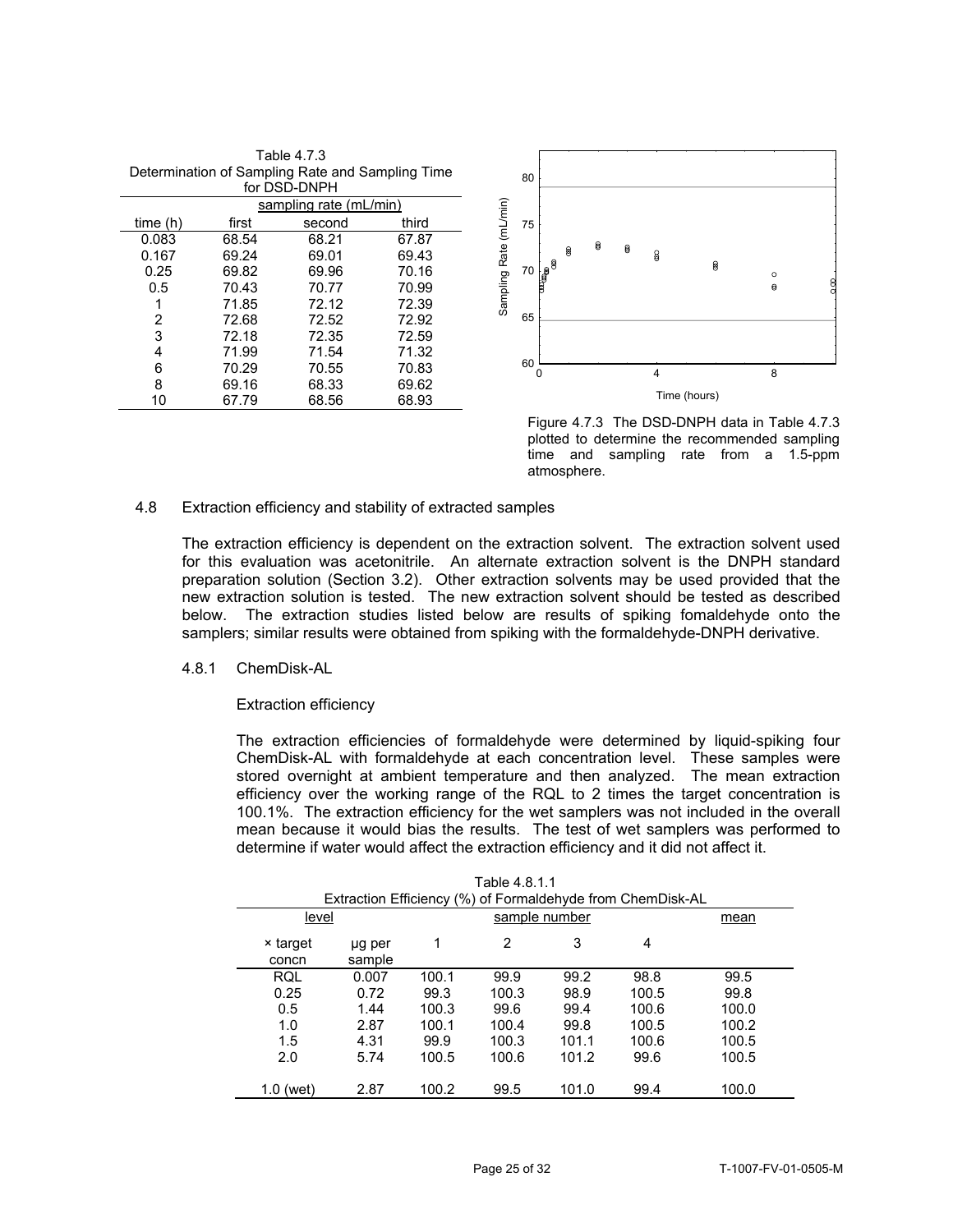Table 4.7.3
Determination of Sampling Rate and Sampling Time for DSD-DNPH

| time (h) | sampling rate (mL/min) first | second | third |
|---|---|---|---|
| 0.083 | 68.54 | 68.21 | 67.87 |
| 0.167 | 69.24 | 69.01 | 69.43 |
| 0.25 | 69.82 | 69.96 | 70.16 |
| 0.5 | 70.43 | 70.77 | 70.99 |
| 1 | 71.85 | 72.12 | 72.39 |
| 2 | 72.68 | 72.52 | 72.92 |
| 3 | 72.18 | 72.35 | 72.59 |
| 4 | 71.99 | 71.54 | 71.32 |
| 6 | 70.29 | 70.55 | 70.83 |
| 8 | 69.16 | 68.33 | 69.62 |
| 10 | 67.79 | 68.56 | 68.93 |

Figure 4.7.3 The DSD-DNPH data in Table 4.7.3 plotted to determine the recommended sampling time and sampling rate from a 1.5-ppm atmosphere.

4.8 Extraction efficiency and stability of extracted samples

The extraction efficiency is dependent on the extraction solvent. The extraction solvent used for this evaluation was acetonitrile. An alternate extraction solvent is the DNPH standard preparation solution (Section 3.2). Other extraction solvents may be used provided that the new extraction solution is tested. The new extraction solvent should be tested as described below. The extraction studies listed below are results of spiking fomaldehyde onto the samplers; similar results were obtained from spiking with the formaldehyde-DNPH derivative.

4.8.1 ChemDisk-AL

Extraction efficiency

The extraction efficiencies of formaldehyde were determined by liquid-spiking four ChemDisk-AL with formaldehyde at each concentration level. These samples were stored overnight at ambient temperature and then analyzed. The mean extraction efficiency over the working range of the RQL to 2 times the target concentration is 100.1%. The extraction efficiency for the wet samplers was not included in the overall mean because it would bias the results. The test of wet samplers was performed to determine if water would affect the extraction efficiency and it did not affect it.

Table 4.8.1.1
Extraction Efficiency (%) of Formaldehyde from ChemDisk-AL

| level × target concn | µg per sample | sample number 1 | 2 | 3 | 4 | mean |
|---|---|---|---|---|---|---|
| RQL | 0.007 | 100.1 | 99.9 | 99.2 | 98.8 | 99.5 |
| 0.25 | 0.72 | 99.3 | 100.3 | 98.9 | 100.5 | 99.8 |
| 0.5 | 1.44 | 100.3 | 99.6 | 99.4 | 100.6 | 100.0 |
| 1.0 | 2.87 | 100.1 | 100.4 | 99.8 | 100.5 | 100.2 |
| 1.5 | 4.31 | 99.9 | 100.3 | 101.1 | 100.6 | 100.5 |
| 2.0 | 5.74 | 100.5 | 100.6 | 101.2 | 99.6 | 100.5 |
| 1.0 (wet) | 2.87 | 100.2 | 99.5 | 101.0 | 99.4 | 100.0 |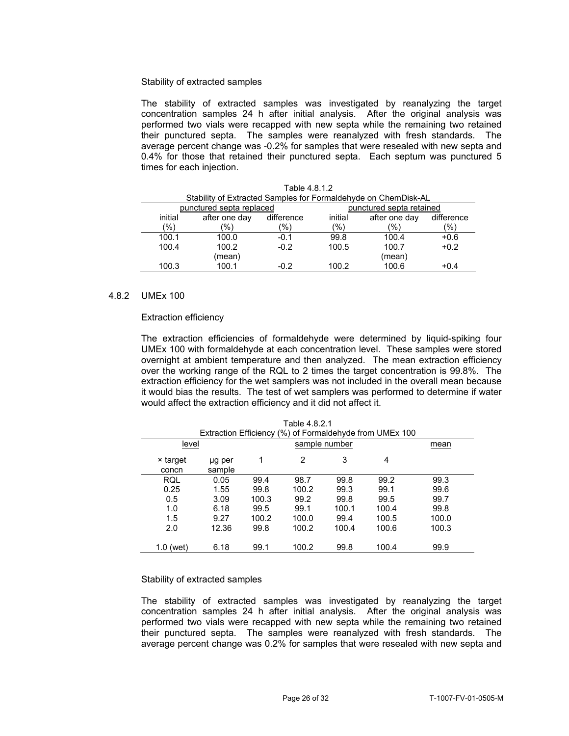Stability of extracted samples

The stability of extracted samples was investigated by reanalyzing the target concentration samples 24 h after initial analysis. After the original analysis was performed two vials were recapped with new septa while the remaining two retained their punctured septa. The samples were reanalyzed with fresh standards. The average percent change was -0.2% for samples that were resealed with new septa and 0.4% for those that retained their punctured septa. Each septum was punctured 5 times for each injection.

Table 4.8.1.2
Stability of Extracted Samples for Formaldehyde on ChemDisk-AL

| punctured septa replaced | | | punctured septa retained | | |
|---|---|---|---|---|---|
| initial (%) | after one day (%) | difference (%) | initial (%) | after one day (%) | difference (%) |
| 100.1 | 100.0 | -0.1 | 99.8 | 100.4 | +0.6 |
| 100.4 | 100.2 | -0.2 | 100.5 | 100.7 | +0.2 |
| | (mean) | | | (mean) | |
| 100.3 | 100.1 | -0.2 | 100.2 | 100.6 | +0.4 |

## 4.8.2 UMEx 100

Extraction efficiency

The extraction efficiencies of formaldehyde were determined by liquid-spiking four UMEx 100 with formaldehyde at each concentration level. These samples were stored overnight at ambient temperature and then analyzed. The mean extraction efficiency over the working range of the RQL to 2 times the target concentration is 99.8%. The extraction efficiency for the wet samplers was not included in the overall mean because it would bias the results. The test of wet samplers was performed to determine if water would affect the extraction efficiency and it did not affect it.

Table 4.8.2.1
Extraction Efficiency (%) of Formaldehyde from UMEx 100

| level | | sample number | | | | mean |
|---|---|---|---|---|---|---|
| × target concn | µg per sample | 1 | 2 | 3 | 4 | |
| RQL | 0.05 | 99.4 | 98.7 | 99.8 | 99.2 | 99.3 |
| 0.25 | 1.55 | 99.8 | 100.2 | 99.3 | 99.1 | 99.6 |
| 0.5 | 3.09 | 100.3 | 99.2 | 99.8 | 99.5 | 99.7 |
| 1.0 | 6.18 | 99.5 | 99.1 | 100.1 | 100.4 | 99.8 |
| 1.5 | 9.27 | 100.2 | 100.0 | 99.4 | 100.5 | 100.0 |
| 2.0 | 12.36 | 99.8 | 100.2 | 100.4 | 100.6 | 100.3 |
| 1.0 (wet) | 6.18 | 99.1 | 100.2 | 99.8 | 100.4 | 99.9 |

Stability of extracted samples

The stability of extracted samples was investigated by reanalyzing the target concentration samples 24 h after initial analysis. After the original analysis was performed two vials were recapped with new septa while the remaining two retained their punctured septa. The samples were reanalyzed with fresh standards. The average percent change was 0.2% for samples that were resealed with new septa and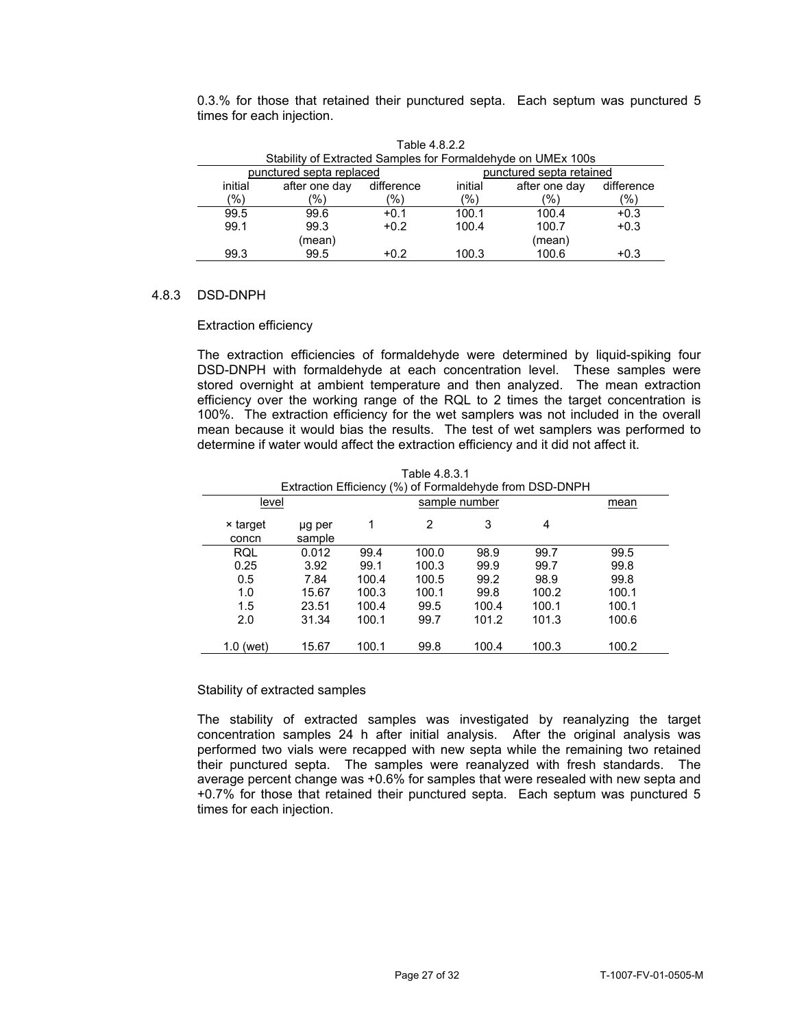0.3.% for those that retained their punctured septa. Each septum was punctured 5 times for each injection.

Table 4.8.2.2
Stability of Extracted Samples for Formaldehyde on UMEx 100s

| punctured septa replaced | | | punctured septa retained | | |
|---|---|---|---|---|---|
| initial (%) | after one day (%) | difference (%) | initial (%) | after one day (%) | difference (%) |
| 99.5 | 99.6 | +0.1 | 100.1 | 100.4 | +0.3 |
| 99.1 | 99.3 | +0.2 | 100.4 | 100.7 | +0.3 |
| | (mean) | | | (mean) | |
| 99.3 | 99.5 | +0.2 | 100.3 | 100.6 | +0.3 |

### 4.8.3 DSD-DNPH

Extraction efficiency

The extraction efficiencies of formaldehyde were determined by liquid-spiking four DSD-DNPH with formaldehyde at each concentration level. These samples were stored overnight at ambient temperature and then analyzed. The mean extraction efficiency over the working range of the RQL to 2 times the target concentration is 100%. The extraction efficiency for the wet samplers was not included in the overall mean because it would bias the results. The test of wet samplers was performed to determine if water would affect the extraction efficiency and it did not affect it.

Table 4.8.3.1
Extraction Efficiency (%) of Formaldehyde from DSD-DNPH

| level | | sample number | | | | mean |
|---|---|---|---|---|---|---|
| × target concn | µg per sample | 1 | 2 | 3 | 4 | |
| RQL | 0.012 | 99.4 | 100.0 | 98.9 | 99.7 | 99.5 |
| 0.25 | 3.92 | 99.1 | 100.3 | 99.9 | 99.7 | 99.8 |
| 0.5 | 7.84 | 100.4 | 100.5 | 99.2 | 98.9 | 99.8 |
| 1.0 | 15.67 | 100.3 | 100.1 | 99.8 | 100.2 | 100.1 |
| 1.5 | 23.51 | 100.4 | 99.5 | 100.4 | 100.1 | 100.1 |
| 2.0 | 31.34 | 100.1 | 99.7 | 101.2 | 101.3 | 100.6 |
| 1.0 (wet) | 15.67 | 100.1 | 99.8 | 100.4 | 100.3 | 100.2 |

Stability of extracted samples

The stability of extracted samples was investigated by reanalyzing the target concentration samples 24 h after initial analysis. After the original analysis was performed two vials were recapped with new septa while the remaining two retained their punctured septa. The samples were reanalyzed with fresh standards. The average percent change was +0.6% for samples that were resealed with new septa and +0.7% for those that retained their punctured septa. Each septum was punctured 5 times for each injection.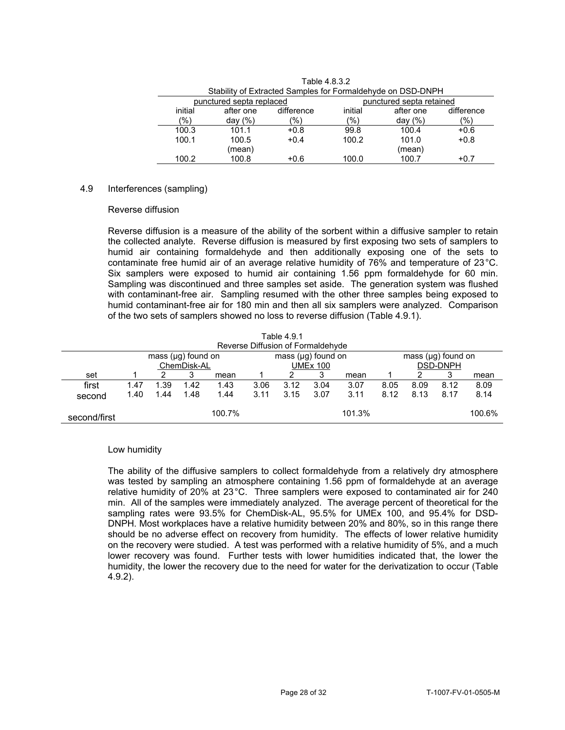Table 4.8.3.2
Stability of Extracted Samples for Formaldehyde on DSD-DNPH

| punctured septa replaced | | | punctured septa retained | | |
|---|---|---|---|---|---|
| initial (%) | after one day (%) | difference (%) | initial (%) | after one day (%) | difference (%) |
| 100.3 | 101.1 | +0.8 | 99.8 | 100.4 | +0.6 |
| 100.1 | 100.5 | +0.4 | 100.2 | 101.0 | +0.8 |
| | (mean) | | | (mean) | |
| 100.2 | 100.8 | +0.6 | 100.0 | 100.7 | +0.7 |

## 4.9 Interferences (sampling)

Reverse diffusion

Reverse diffusion is a measure of the ability of the sorbent within a diffusive sampler to retain the collected analyte. Reverse diffusion is measured by first exposing two sets of samplers to humid air containing formaldehyde and then additionally exposing one of the sets to contaminate free humid air of an average relative humidity of 76% and temperature of 23 °C. Six samplers were exposed to humid air containing 1.56 ppm formaldehyde for 60 min. Sampling was discontinued and three samples set aside. The generation system was flushed with contaminant-free air. Sampling resumed with the other three samples being exposed to humid contaminant-free air for 180 min and then all six samplers were analyzed. Comparison of the two sets of samplers showed no loss to reverse diffusion (Table 4.9.1).

Table 4.9.1
Reverse Diffusion of Formaldehyde

| | mass (µg) found on ChemDisk-AL | | | | mass (µg) found on UMEx 100 | | | | mass (µg) found on DSD-DNPH | | | |
|---|---|---|---|---|---|---|---|---|---|---|---|---|
| set | 1 | 2 | 3 | mean | 1 | 2 | 3 | mean | 1 | 2 | 3 | mean |
| first | 1.47 | 1.39 | 1.42 | 1.43 | 3.06 | 3.12 | 3.04 | 3.07 | 8.05 | 8.09 | 8.12 | 8.09 |
| second | 1.40 | 1.44 | 1.48 | 1.44 | 3.11 | 3.15 | 3.07 | 3.11 | 8.12 | 8.13 | 8.17 | 8.14 |
| second/first | | | | 100.7% | | | | 101.3% | | | | 100.6% |

Low humidity

The ability of the diffusive samplers to collect formaldehyde from a relatively dry atmosphere was tested by sampling an atmosphere containing 1.56 ppm of formaldehyde at an average relative humidity of 20% at 23 °C. Three samplers were exposed to contaminated air for 240 min. All of the samples were immediately analyzed. The average percent of theoretical for the sampling rates were 93.5% for ChemDisk-AL, 95.5% for UMEx 100, and 95.4% for DSD-DNPH. Most workplaces have a relative humidity between 20% and 80%, so in this range there should be no adverse effect on recovery from humidity. The effects of lower relative humidity on the recovery were studied. A test was performed with a relative humidity of 5%, and a much lower recovery was found. Further tests with lower humidities indicated that, the lower the humidity, the lower the recovery due to the need for water for the derivatization to occur (Table 4.9.2).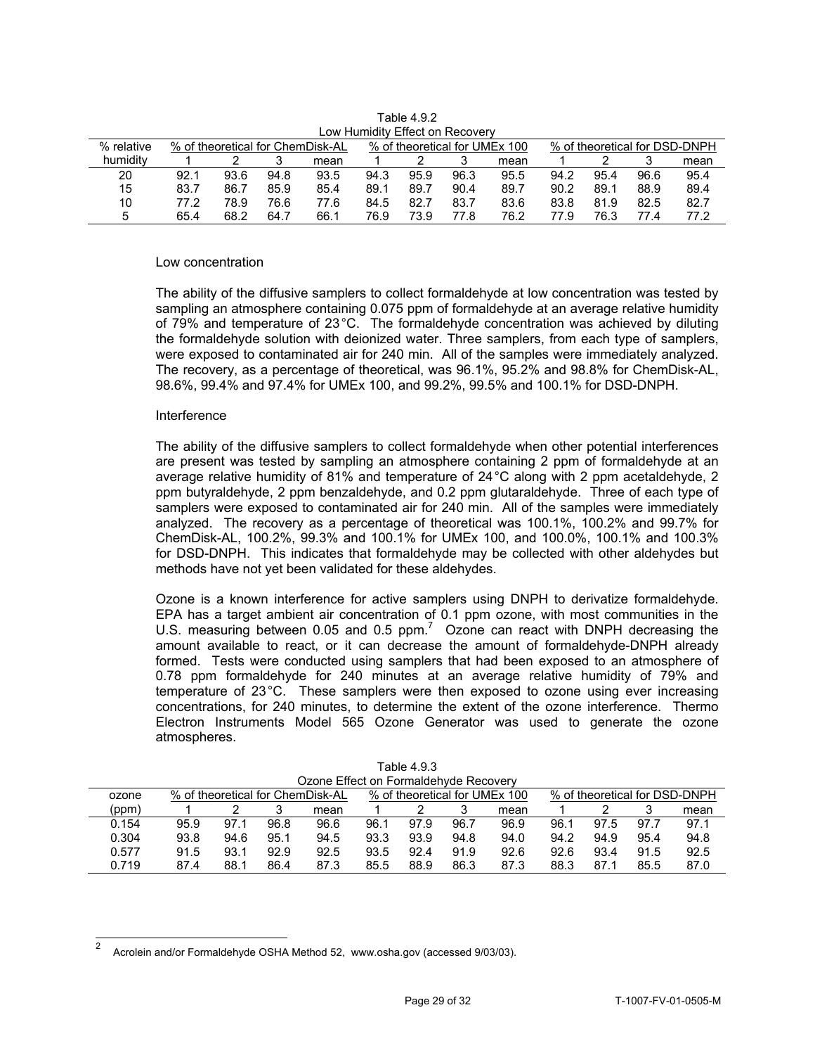Table 4.9.2
Low Humidity Effect on Recovery

| % relative humidity | % of theoretical for ChemDisk-AL | | | | % of theoretical for UMEx 100 | | | | % of theoretical for DSD-DNPH | | | |
|---|---|---|---|---|---|---|---|---|---|---|---|---|
| | 1 | 2 | 3 | mean | 1 | 2 | 3 | mean | 1 | 2 | 3 | mean |
| 20 | 92.1 | 93.6 | 94.8 | 93.5 | 94.3 | 95.9 | 96.3 | 95.5 | 94.2 | 95.4 | 96.6 | 95.4 |
| 15 | 83.7 | 86.7 | 85.9 | 85.4 | 89.1 | 89.7 | 90.4 | 89.7 | 90.2 | 89.1 | 88.9 | 89.4 |
| 10 | 77.2 | 78.9 | 76.6 | 77.6 | 84.5 | 82.7 | 83.7 | 83.6 | 83.8 | 81.9 | 82.5 | 82.7 |
| 5 | 65.4 | 68.2 | 64.7 | 66.1 | 76.9 | 73.9 | 77.8 | 76.2 | 77.9 | 76.3 | 77.4 | 77.2 |

Low concentration

The ability of the diffusive samplers to collect formaldehyde at low concentration was tested by sampling an atmosphere containing 0.075 ppm of formaldehyde at an average relative humidity of 79% and temperature of 23 °C. The formaldehyde concentration was achieved by diluting the formaldehyde solution with deionized water. Three samplers, from each type of samplers, were exposed to contaminated air for 240 min. All of the samples were immediately analyzed. The recovery, as a percentage of theoretical, was 96.1%, 95.2% and 98.8% for ChemDisk-AL, 98.6%, 99.4% and 97.4% for UMEx 100, and 99.2%, 99.5% and 100.1% for DSD-DNPH.

Interference

The ability of the diffusive samplers to collect formaldehyde when other potential interferences are present was tested by sampling an atmosphere containing 2 ppm of formaldehyde at an average relative humidity of 81% and temperature of 24 °C along with 2 ppm acetaldehyde, 2 ppm butyraldehyde, 2 ppm benzaldehyde, and 0.2 ppm glutaraldehyde. Three of each type of samplers were exposed to contaminated air for 240 min. All of the samples were immediately analyzed. The recovery as a percentage of theoretical was 100.1%, 100.2% and 99.7% for ChemDisk-AL, 100.2%, 99.3% and 100.1% for UMEx 100, and 100.0%, 100.1% and 100.3% for DSD-DNPH. This indicates that formaldehyde may be collected with other aldehydes but methods have not yet been validated for these aldehydes.

Ozone is a known interference for active samplers using DNPH to derivatize formaldehyde. EPA has a target ambient air concentration of 0.1 ppm ozone, with most communities in the U.S. measuring between 0.05 and 0.5 ppm.[7] Ozone can react with DNPH decreasing the amount available to react, or it can decrease the amount of formaldehyde-DNPH already formed. Tests were conducted using samplers that had been exposed to an atmosphere of 0.78 ppm formaldehyde for 240 minutes at an average relative humidity of 79% and temperature of 23 °C. These samplers were then exposed to ozone using ever increasing concentrations, for 240 minutes, to determine the extent of the ozone interference. Thermo Electron Instruments Model 565 Ozone Generator was used to generate the ozone atmospheres.

Table 4.9.3
Ozone Effect on Formaldehyde Recovery

| ozone (ppm) | % of theoretical for ChemDisk-AL | | | | % of theoretical for UMEx 100 | | | | % of theoretical for DSD-DNPH | | | |
|---|---|---|---|---|---|---|---|---|---|---|---|---|
| | 1 | 2 | 3 | mean | 1 | 2 | 3 | mean | 1 | 2 | 3 | mean |
| 0.154 | 95.9 | 97.1 | 96.8 | 96.6 | 96.1 | 97.9 | 96.7 | 96.9 | 96.1 | 97.5 | 97.7 | 97.1 |
| 0.304 | 93.8 | 94.6 | 95.1 | 94.5 | 93.3 | 93.9 | 94.8 | 94.0 | 94.2 | 94.9 | 95.4 | 94.8 |
| 0.577 | 91.5 | 93.1 | 92.9 | 92.5 | 93.5 | 92.4 | 91.9 | 92.6 | 92.6 | 93.4 | 91.5 | 92.5 |
| 0.719 | 87.4 | 88.1 | 86.4 | 87.3 | 85.5 | 88.9 | 86.3 | 87.3 | 88.3 | 87.1 | 85.5 | 87.0 |

---

[2] Acrolein and/or Formaldehyde OSHA Method 52, www.osha.gov (accessed 9/03/03).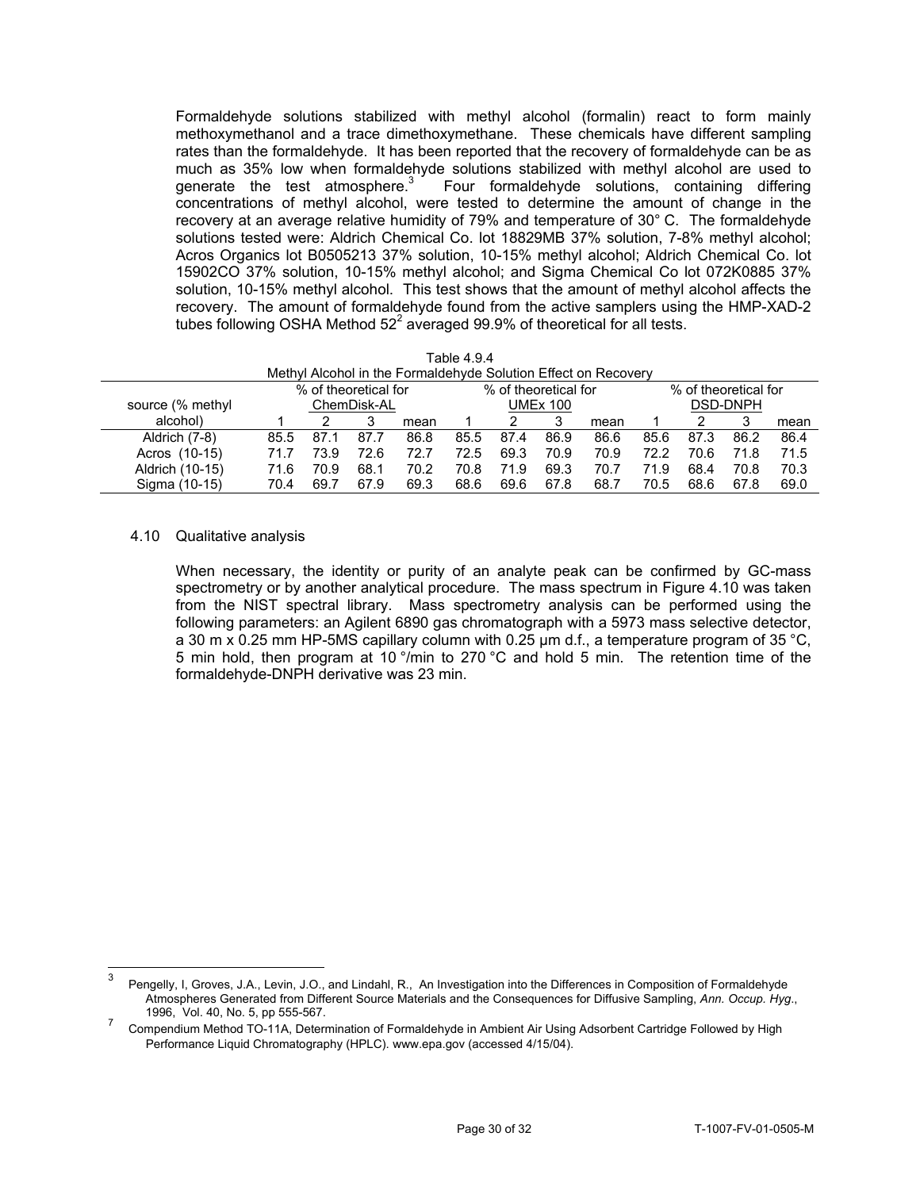Formaldehyde solutions stabilized with methyl alcohol (formalin) react to form mainly methoxymethanol and a trace dimethoxymethane. These chemicals have different sampling rates than the formaldehyde. It has been reported that the recovery of formaldehyde can be as much as 35% low when formaldehyde solutions stabilized with methyl alcohol are used to generate the test atmosphere.[3] Four formaldehyde solutions, containing differing concentrations of methyl alcohol, were tested to determine the amount of change in the recovery at an average relative humidity of 79% and temperature of 30° C. The formaldehyde solutions tested were: Aldrich Chemical Co. lot 18829MB 37% solution, 7-8% methyl alcohol; Acros Organics lot B0505213 37% solution, 10-15% methyl alcohol; Aldrich Chemical Co. lot 15902CO 37% solution, 10-15% methyl alcohol; and Sigma Chemical Co lot 072K0885 37% solution, 10-15% methyl alcohol. This test shows that the amount of methyl alcohol affects the recovery. The amount of formaldehyde found from the active samplers using the HMP-XAD-2 tubes following OSHA Method 52[2] averaged 99.9% of theoretical for all tests.

Table 4.9.4
Methyl Alcohol in the Formaldehyde Solution Effect on Recovery

| source (% methyl alcohol) | % of theoretical for ChemDisk-AL | | | | % of theoretical for UMEx 100 | | | | % of theoretical for DSD-DNPH | | | |
|---|---|---|---|---|---|---|---|---|---|---|---|---|
| | 1 | 2 | 3 | mean | 1 | 2 | 3 | mean | 1 | 2 | 3 | mean |
| Aldrich (7-8) | 85.5 | 87.1 | 87.7 | 86.8 | 85.5 | 87.4 | 86.9 | 86.6 | 85.6 | 87.3 | 86.2 | 86.4 |
| Acros (10-15) | 71.7 | 73.9 | 72.6 | 72.7 | 72.5 | 69.3 | 70.9 | 70.9 | 72.2 | 70.6 | 71.8 | 71.5 |
| Aldrich (10-15) | 71.6 | 70.9 | 68.1 | 70.2 | 70.8 | 71.9 | 69.3 | 70.7 | 71.9 | 68.4 | 70.8 | 70.3 |
| Sigma (10-15) | 70.4 | 69.7 | 67.9 | 69.3 | 68.6 | 69.6 | 67.8 | 68.7 | 70.5 | 68.6 | 67.8 | 69.0 |

### 4.10 Qualitative analysis

When necessary, the identity or purity of an analyte peak can be confirmed by GC-mass spectrometry or by another analytical procedure. The mass spectrum in Figure 4.10 was taken from the NIST spectral library. Mass spectrometry analysis can be performed using the following parameters: an Agilent 6890 gas chromatograph with a 5973 mass selective detector, a 30 m x 0.25 mm HP-5MS capillary column with 0.25 µm d.f., a temperature program of 35 °C, 5 min hold, then program at 10 °/min to 270 °C and hold 5 min. The retention time of the formaldehyde-DNPH derivative was 23 min.

---

[3] Pengelly, I, Groves, J.A., Levin, J.O., and Lindahl, R., An Investigation into the Differences in Composition of Formaldehyde Atmospheres Generated from Different Source Materials and the Consequences for Diffusive Sampling, *Ann. Occup. Hyg*., 1996, Vol. 40, No. 5, pp 555-567.

[7] Compendium Method TO-11A, Determination of Formaldehyde in Ambient Air Using Adsorbent Cartridge Followed by High Performance Liquid Chromatography (HPLC). www.epa.gov (accessed 4/15/04).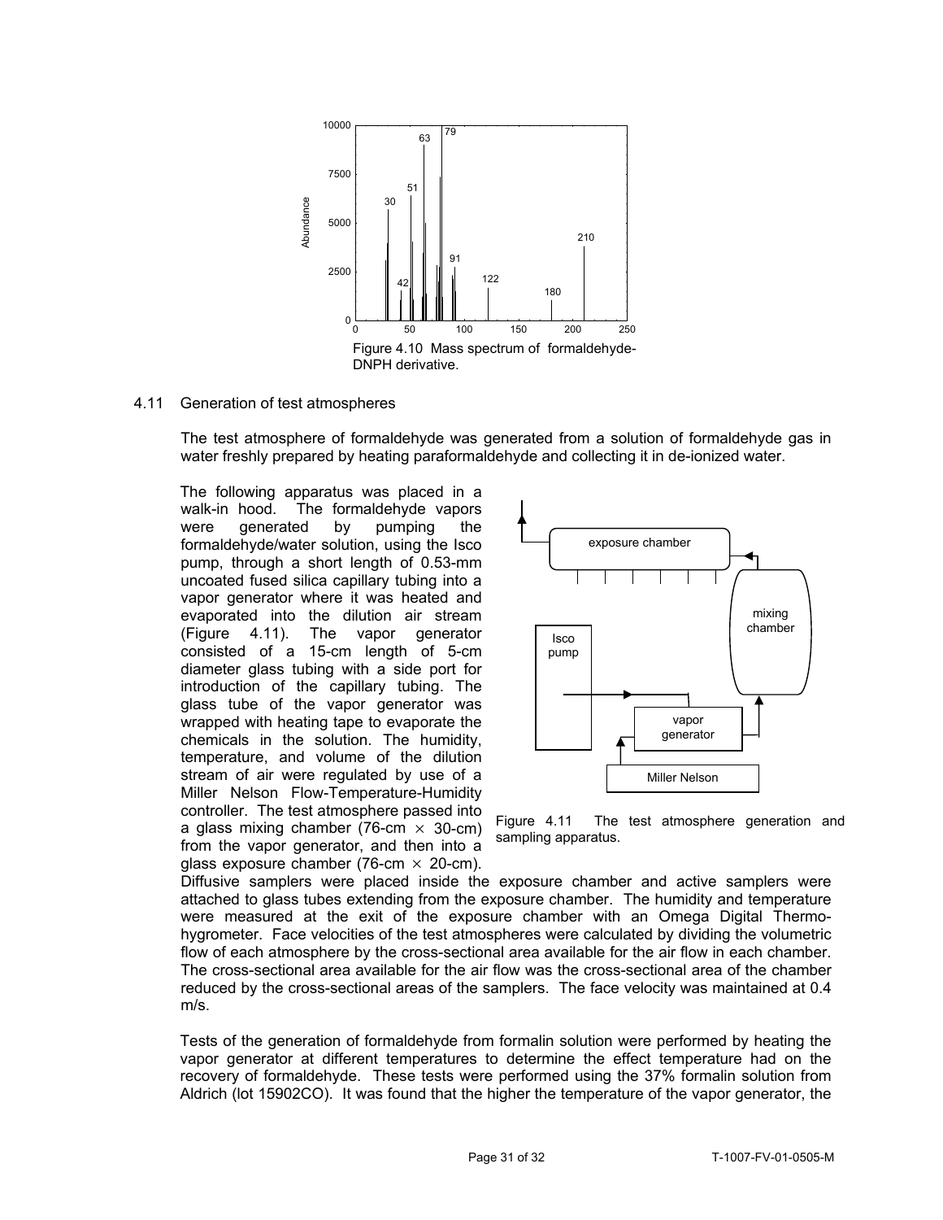Figure 4.10 Mass spectrum of formaldehyde-DNPH derivative.

4.11 Generation of test atmospheres

The test atmosphere of formaldehyde was generated from a solution of formaldehyde gas in water freshly prepared by heating paraformaldehyde and collecting it in de-ionized water.

The following apparatus was placed in a walk-in hood. The formaldehyde vapors were generated by pumping the formaldehyde/water solution, using the Isco pump, through a short length of 0.53-mm uncoated fused silica capillary tubing into a vapor generator where it was heated and evaporated into the dilution air stream (Figure 4.11). The vapor generator consisted of a 15-cm length of 5-cm diameter glass tubing with a side port for introduction of the capillary tubing. The glass tube of the vapor generator was wrapped with heating tape to evaporate the chemicals in the solution. The humidity, temperature, and volume of the dilution stream of air were regulated by use of a Miller Nelson Flow-Temperature-Humidity controller. The test atmosphere passed into a glass mixing chamber (76-cm $\times$ 30-cm) from the vapor generator, and then into a glass exposure chamber (76-cm $\times$ 20-cm). Diffusive samplers were placed inside the exposure chamber and active samplers were attached to glass tubes extending from the exposure chamber. The humidity and temperature were measured at the exit of the exposure chamber with an Omega Digital Thermo-hygrometer. Face velocities of the test atmospheres were calculated by dividing the volumetric flow of each atmosphere by the cross-sectional area available for the air flow in each chamber. The cross-sectional area available for the air flow was the cross-sectional area of the chamber reduced by the cross-sectional areas of the samplers. The face velocity was maintained at 0.4 m/s.

Figure 4.11 The test atmosphere generation and sampling apparatus.

Tests of the generation of formaldehyde from formalin solution were performed by heating the vapor generator at different temperatures to determine the effect temperature had on the recovery of formaldehyde. These tests were performed using the 37% formalin solution from Aldrich (lot 15902CO). It was found that the higher the temperature of the vapor generator, the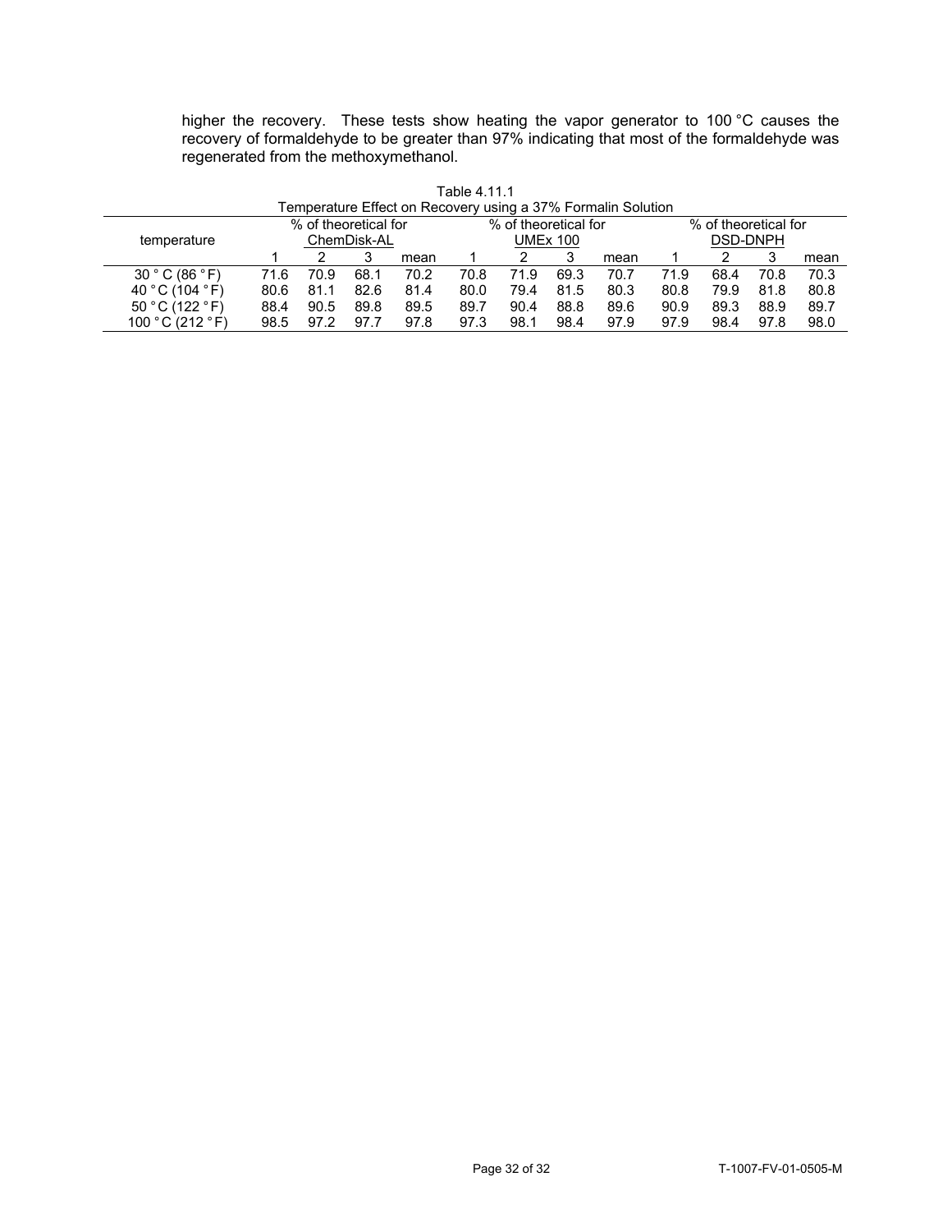higher the recovery. These tests show heating the vapor generator to 100 °C causes the recovery of formaldehyde to be greater than 97% indicating that most of the formaldehyde was regenerated from the methoxymethanol.

Table 4.11.1
Temperature Effect on Recovery using a 37% Formalin Solution

| temperature | % of theoretical for ChemDisk-AL | | | | % of theoretical for UMEx 100 | | | | % of theoretical for DSD-DNPH | | | |
|---|---|---|---|---|---|---|---|---|---|---|---|---|
| | 1 | 2 | 3 | mean | 1 | 2 | 3 | mean | 1 | 2 | 3 | mean |
| 30 ° C (86 ° F) | 71.6 | 70.9 | 68.1 | 70.2 | 70.8 | 71.9 | 69.3 | 70.7 | 71.9 | 68.4 | 70.8 | 70.3 |
| 40 ° C (104 ° F) | 80.6 | 81.1 | 82.6 | 81.4 | 80.0 | 79.4 | 81.5 | 80.3 | 80.8 | 79.9 | 81.8 | 80.8 |
| 50 ° C (122 ° F) | 88.4 | 90.5 | 89.8 | 89.5 | 89.7 | 90.4 | 88.8 | 89.6 | 90.9 | 89.3 | 88.9 | 89.7 |
| 100 ° C (212 ° F) | 98.5 | 97.2 | 97.7 | 97.8 | 97.3 | 98.1 | 98.4 | 97.9 | 97.9 | 98.4 | 97.8 | 98.0 |